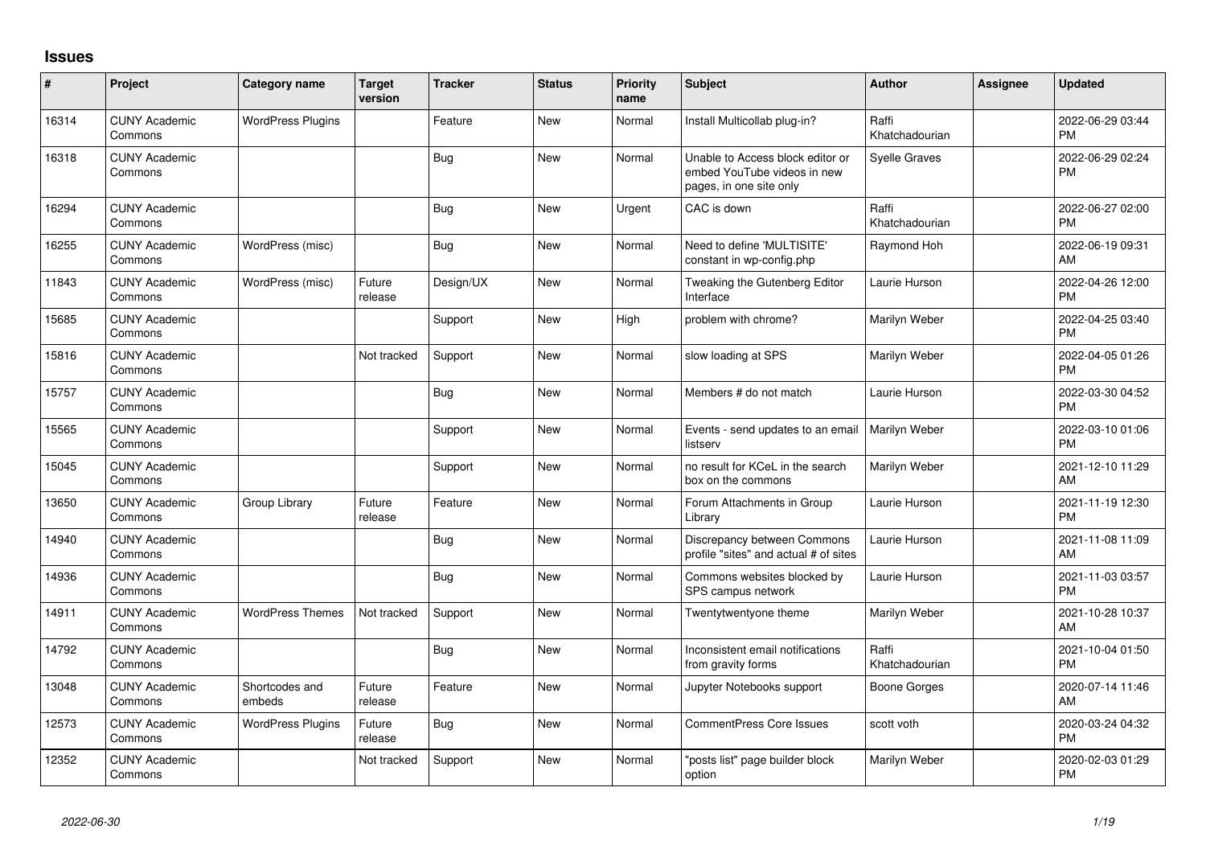## Issues

| # | Project | Category name | Target version | Tracker | Status | Priority name | Subject | Author | Assignee | Updated |
|---|---|---|---|---|---|---|---|---|---|---|
| 16314 | CUNY Academic Commons | WordPress Plugins | | Feature | New | Normal | Install Multicollab plug-in? | Raffi Khatchadourian | | 2022-06-29 03:44 PM |
| 16318 | CUNY Academic Commons | | | Bug | New | Normal | Unable to Access block editor or embed YouTube videos in new pages, in one site only | Syelle Graves | | 2022-06-29 02:24 PM |
| 16294 | CUNY Academic Commons | | | Bug | New | Urgent | CAC is down | Raffi Khatchadourian | | 2022-06-27 02:00 PM |
| 16255 | CUNY Academic Commons | WordPress (misc) | | Bug | New | Normal | Need to define 'MULTISITE' constant in wp-config.php | Raymond Hoh | | 2022-06-19 09:31 AM |
| 11843 | CUNY Academic Commons | WordPress (misc) | Future release | Design/UX | New | Normal | Tweaking the Gutenberg Editor Interface | Laurie Hurson | | 2022-04-26 12:00 PM |
| 15685 | CUNY Academic Commons | | | Support | New | High | problem with chrome? | Marilyn Weber | | 2022-04-25 03:40 PM |
| 15816 | CUNY Academic Commons | | Not tracked | Support | New | Normal | slow loading at SPS | Marilyn Weber | | 2022-04-05 01:26 PM |
| 15757 | CUNY Academic Commons | | | Bug | New | Normal | Members # do not match | Laurie Hurson | | 2022-03-30 04:52 PM |
| 15565 | CUNY Academic Commons | | | Support | New | Normal | Events - send updates to an email listserv | Marilyn Weber | | 2022-03-10 01:06 PM |
| 15045 | CUNY Academic Commons | | | Support | New | Normal | no result for KCeL in the search box on the commons | Marilyn Weber | | 2021-12-10 11:29 AM |
| 13650 | CUNY Academic Commons | Group Library | Future release | Feature | New | Normal | Forum Attachments in Group Library | Laurie Hurson | | 2021-11-19 12:30 PM |
| 14940 | CUNY Academic Commons | | | Bug | New | Normal | Discrepancy between Commons profile "sites" and actual # of sites | Laurie Hurson | | 2021-11-08 11:09 AM |
| 14936 | CUNY Academic Commons | | | Bug | New | Normal | Commons websites blocked by SPS campus network | Laurie Hurson | | 2021-11-03 03:57 PM |
| 14911 | CUNY Academic Commons | WordPress Themes | Not tracked | Support | New | Normal | Twentytwentyone theme | Marilyn Weber | | 2021-10-28 10:37 AM |
| 14792 | CUNY Academic Commons | | | Bug | New | Normal | Inconsistent email notifications from gravity forms | Raffi Khatchadourian | | 2021-10-04 01:50 PM |
| 13048 | CUNY Academic Commons | Shortcodes and embeds | Future release | Feature | New | Normal | Jupyter Notebooks support | Boone Gorges | | 2020-07-14 11:46 AM |
| 12573 | CUNY Academic Commons | WordPress Plugins | Future release | Bug | New | Normal | CommentPress Core Issues | scott voth | | 2020-03-24 04:32 PM |
| 12352 | CUNY Academic Commons | | Not tracked | Support | New | Normal | "posts list" page builder block option | Marilyn Weber | | 2020-02-03 01:29 PM |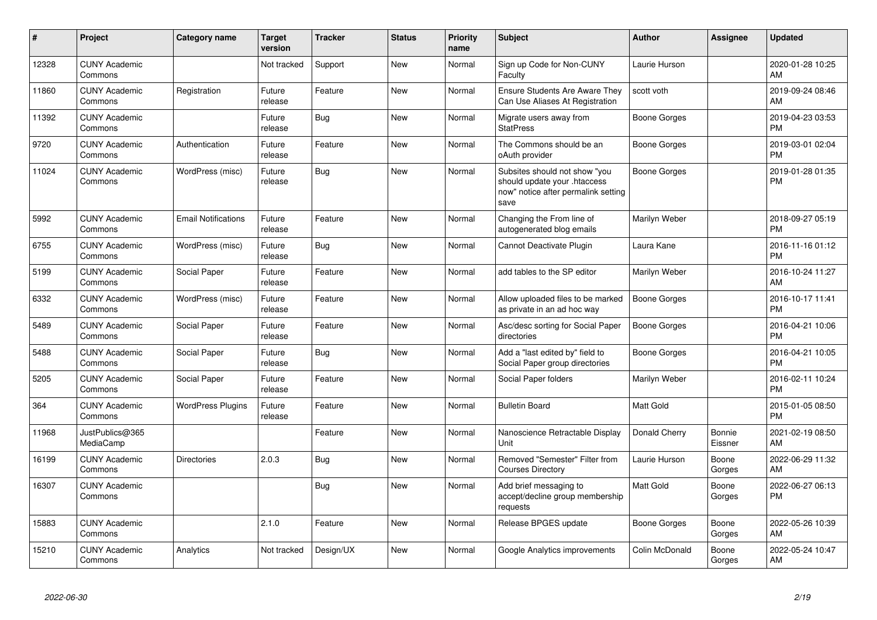| # | Project | Category name | Target version | Tracker | Status | Priority name | Subject | Author | Assignee | Updated |
|---|---|---|---|---|---|---|---|---|---|---|
| 12328 | CUNY Academic Commons | | Not tracked | Support | New | Normal | Sign up Code for Non-CUNY Faculty | Laurie Hurson | | 2020-01-28 10:25 AM |
| 11860 | CUNY Academic Commons | Registration | Future release | Feature | New | Normal | Ensure Students Are Aware They Can Use Aliases At Registration | scott voth | | 2019-09-24 08:46 AM |
| 11392 | CUNY Academic Commons | | Future release | Bug | New | Normal | Migrate users away from StatPress | Boone Gorges | | 2019-04-23 03:53 PM |
| 9720 | CUNY Academic Commons | Authentication | Future release | Feature | New | Normal | The Commons should be an oAuth provider | Boone Gorges | | 2019-03-01 02:04 PM |
| 11024 | CUNY Academic Commons | WordPress (misc) | Future release | Bug | New | Normal | Subsites should not show "you should update your .htaccess now" notice after permalink setting save | Boone Gorges | | 2019-01-28 01:35 PM |
| 5992 | CUNY Academic Commons | Email Notifications | Future release | Feature | New | Normal | Changing the From line of autogenerated blog emails | Marilyn Weber | | 2018-09-27 05:19 PM |
| 6755 | CUNY Academic Commons | WordPress (misc) | Future release | Bug | New | Normal | Cannot Deactivate Plugin | Laura Kane | | 2016-11-16 01:12 PM |
| 5199 | CUNY Academic Commons | Social Paper | Future release | Feature | New | Normal | add tables to the SP editor | Marilyn Weber | | 2016-10-24 11:27 AM |
| 6332 | CUNY Academic Commons | WordPress (misc) | Future release | Feature | New | Normal | Allow uploaded files to be marked as private in an ad hoc way | Boone Gorges | | 2016-10-17 11:41 PM |
| 5489 | CUNY Academic Commons | Social Paper | Future release | Feature | New | Normal | Asc/desc sorting for Social Paper directories | Boone Gorges | | 2016-04-21 10:06 PM |
| 5488 | CUNY Academic Commons | Social Paper | Future release | Bug | New | Normal | Add a "last edited by" field to Social Paper group directories | Boone Gorges | | 2016-04-21 10:05 PM |
| 5205 | CUNY Academic Commons | Social Paper | Future release | Feature | New | Normal | Social Paper folders | Marilyn Weber | | 2016-02-11 10:24 PM |
| 364 | CUNY Academic Commons | WordPress Plugins | Future release | Feature | New | Normal | Bulletin Board | Matt Gold | | 2015-01-05 08:50 PM |
| 11968 | JustPublics@365 MediaCamp | | | Feature | New | Normal | Nanoscience Retractable Display Unit | Donald Cherry | Bonnie Eissner | 2021-02-19 08:50 AM |
| 16199 | CUNY Academic Commons | Directories | 2.0.3 | Bug | New | Normal | Removed "Semester" Filter from Courses Directory | Laurie Hurson | Boone Gorges | 2022-06-29 11:32 AM |
| 16307 | CUNY Academic Commons | | | Bug | New | Normal | Add brief messaging to accept/decline group membership requests | Matt Gold | Boone Gorges | 2022-06-27 06:13 PM |
| 15883 | CUNY Academic Commons | | 2.1.0 | Feature | New | Normal | Release BPGES update | Boone Gorges | Boone Gorges | 2022-05-26 10:39 AM |
| 15210 | CUNY Academic Commons | Analytics | Not tracked | Design/UX | New | Normal | Google Analytics improvements | Colin McDonald | Boone Gorges | 2022-05-24 10:47 AM |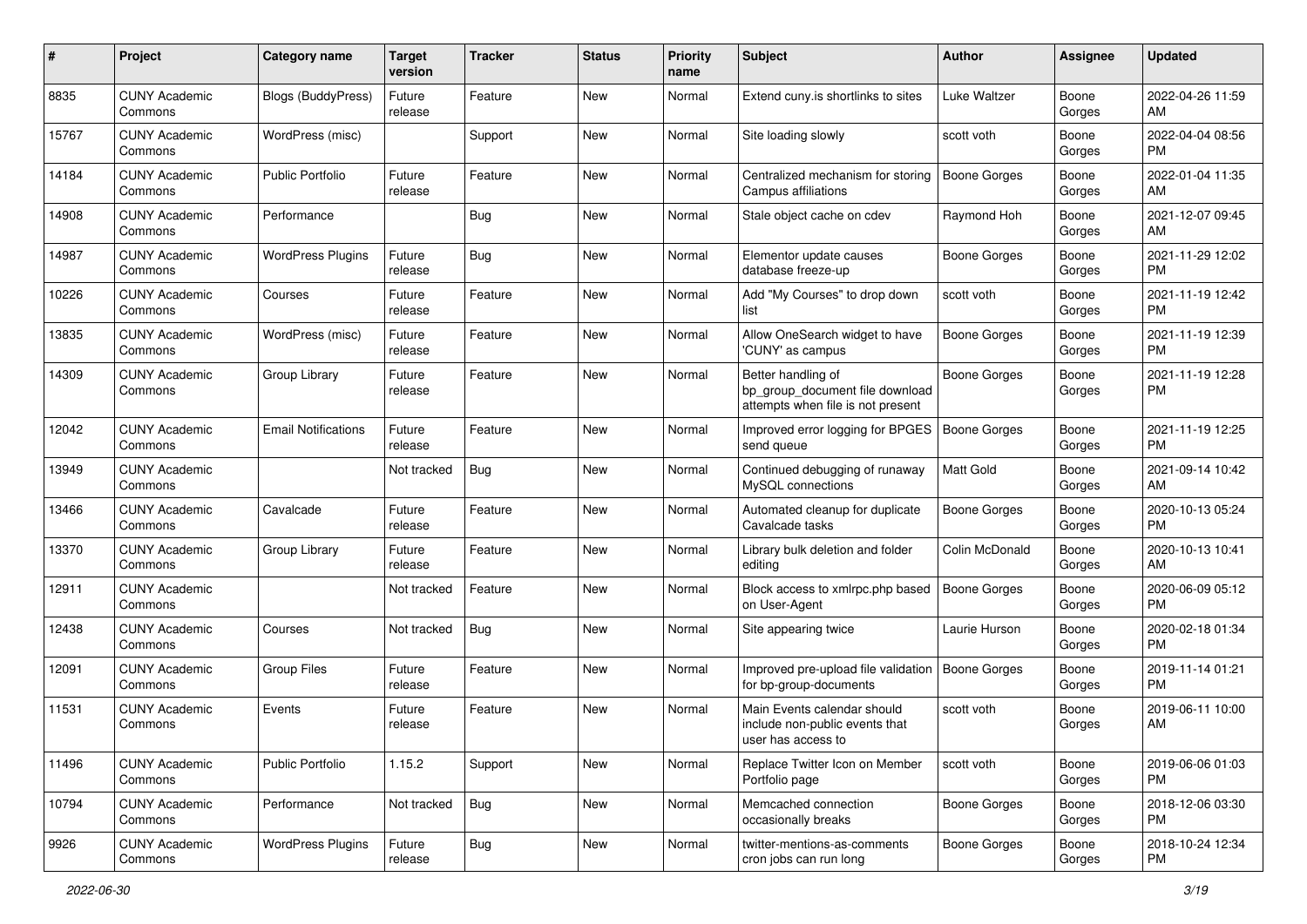| # | Project | Category name | Target version | Tracker | Status | Priority name | Subject | Author | Assignee | Updated |
|---|---|---|---|---|---|---|---|---|---|---|
| 8835 | CUNY Academic Commons | Blogs (BuddyPress) | Future release | Feature | New | Normal | Extend cuny.is shortlinks to sites | Luke Waltzer | Boone Gorges | 2022-04-26 11:59 AM |
| 15767 | CUNY Academic Commons | WordPress (misc) | | Support | New | Normal | Site loading slowly | scott voth | Boone Gorges | 2022-04-04 08:56 PM |
| 14184 | CUNY Academic Commons | Public Portfolio | Future release | Feature | New | Normal | Centralized mechanism for storing Campus affiliations | Boone Gorges | Boone Gorges | 2022-01-04 11:35 AM |
| 14908 | CUNY Academic Commons | Performance | | Bug | New | Normal | Stale object cache on cdev | Raymond Hoh | Boone Gorges | 2021-12-07 09:45 AM |
| 14987 | CUNY Academic Commons | WordPress Plugins | Future release | Bug | New | Normal | Elementor update causes database freeze-up | Boone Gorges | Boone Gorges | 2021-11-29 12:02 PM |
| 10226 | CUNY Academic Commons | Courses | Future release | Feature | New | Normal | Add "My Courses" to drop down list | scott voth | Boone Gorges | 2021-11-19 12:42 PM |
| 13835 | CUNY Academic Commons | WordPress (misc) | Future release | Feature | New | Normal | Allow OneSearch widget to have 'CUNY' as campus | Boone Gorges | Boone Gorges | 2021-11-19 12:39 PM |
| 14309 | CUNY Academic Commons | Group Library | Future release | Feature | New | Normal | Better handling of bp_group_document file download attempts when file is not present | Boone Gorges | Boone Gorges | 2021-11-19 12:28 PM |
| 12042 | CUNY Academic Commons | Email Notifications | Future release | Feature | New | Normal | Improved error logging for BPGES send queue | Boone Gorges | Boone Gorges | 2021-11-19 12:25 PM |
| 13949 | CUNY Academic Commons | | Not tracked | Bug | New | Normal | Continued debugging of runaway MySQL connections | Matt Gold | Boone Gorges | 2021-09-14 10:42 AM |
| 13466 | CUNY Academic Commons | Cavalcade | Future release | Feature | New | Normal | Automated cleanup for duplicate Cavalcade tasks | Boone Gorges | Boone Gorges | 2020-10-13 05:24 PM |
| 13370 | CUNY Academic Commons | Group Library | Future release | Feature | New | Normal | Library bulk deletion and folder editing | Colin McDonald | Boone Gorges | 2020-10-13 10:41 AM |
| 12911 | CUNY Academic Commons | | Not tracked | Feature | New | Normal | Block access to xmlrpc.php based on User-Agent | Boone Gorges | Boone Gorges | 2020-06-09 05:12 PM |
| 12438 | CUNY Academic Commons | Courses | Not tracked | Bug | New | Normal | Site appearing twice | Laurie Hurson | Boone Gorges | 2020-02-18 01:34 PM |
| 12091 | CUNY Academic Commons | Group Files | Future release | Feature | New | Normal | Improved pre-upload file validation for bp-group-documents | Boone Gorges | Boone Gorges | 2019-11-14 01:21 PM |
| 11531 | CUNY Academic Commons | Events | Future release | Feature | New | Normal | Main Events calendar should include non-public events that user has access to | scott voth | Boone Gorges | 2019-06-11 10:00 AM |
| 11496 | CUNY Academic Commons | Public Portfolio | 1.15.2 | Support | New | Normal | Replace Twitter Icon on Member Portfolio page | scott voth | Boone Gorges | 2019-06-06 01:03 PM |
| 10794 | CUNY Academic Commons | Performance | Not tracked | Bug | New | Normal | Memcached connection occasionally breaks | Boone Gorges | Boone Gorges | 2018-12-06 03:30 PM |
| 9926 | CUNY Academic Commons | WordPress Plugins | Future release | Bug | New | Normal | twitter-mentions-as-comments cron jobs can run long | Boone Gorges | Boone Gorges | 2018-10-24 12:34 PM |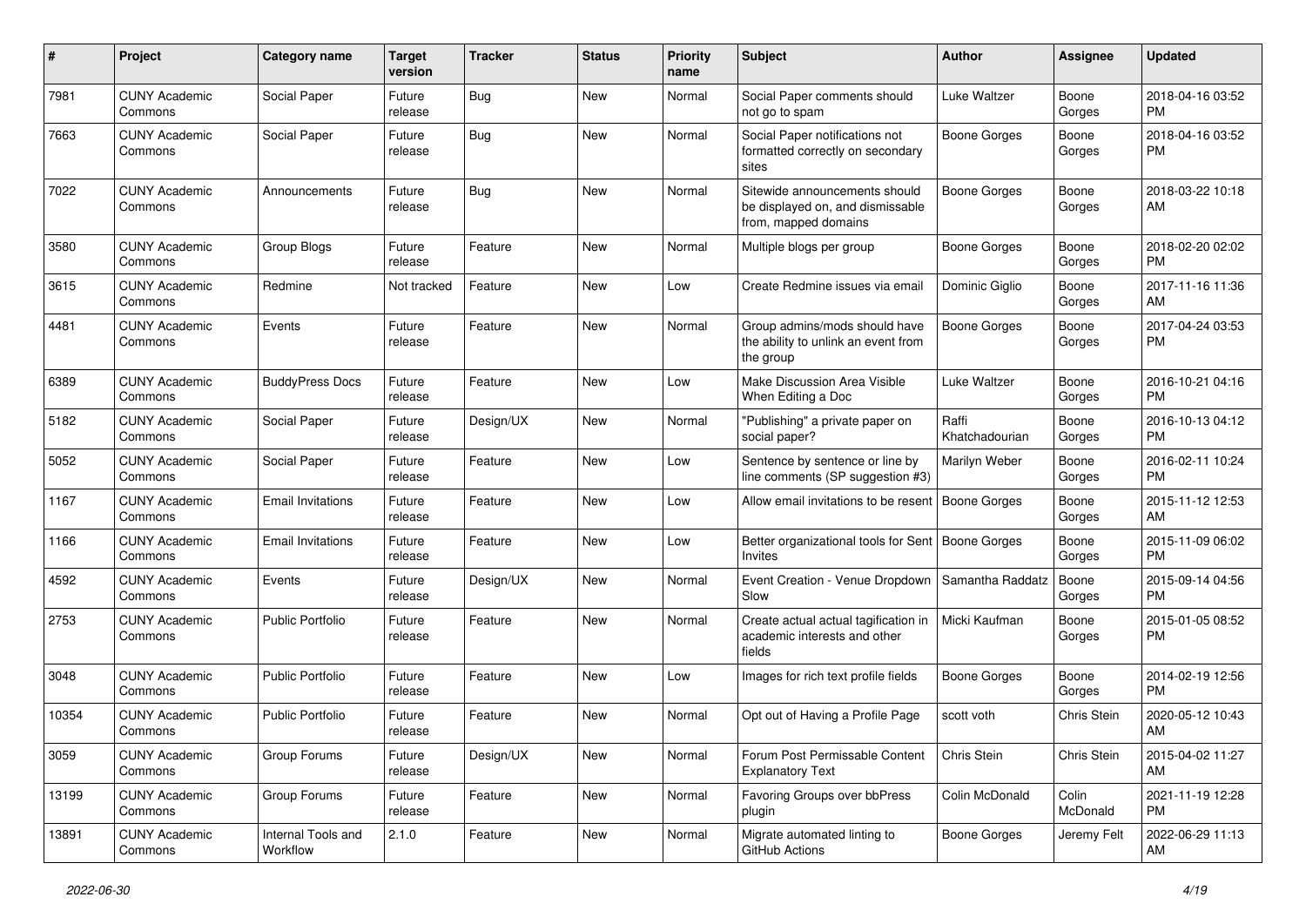| # | Project | Category name | Target version | Tracker | Status | Priority name | Subject | Author | Assignee | Updated |
|---|---|---|---|---|---|---|---|---|---|---|
| 7981 | CUNY Academic Commons | Social Paper | Future release | Bug | New | Normal | Social Paper comments should not go to spam | Luke Waltzer | Boone Gorges | 2018-04-16 03:52 PM |
| 7663 | CUNY Academic Commons | Social Paper | Future release | Bug | New | Normal | Social Paper notifications not formatted correctly on secondary sites | Boone Gorges | Boone Gorges | 2018-04-16 03:52 PM |
| 7022 | CUNY Academic Commons | Announcements | Future release | Bug | New | Normal | Sitewide announcements should be displayed on, and dismissable from, mapped domains | Boone Gorges | Boone Gorges | 2018-03-22 10:18 AM |
| 3580 | CUNY Academic Commons | Group Blogs | Future release | Feature | New | Normal | Multiple blogs per group | Boone Gorges | Boone Gorges | 2018-02-20 02:02 PM |
| 3615 | CUNY Academic Commons | Redmine | Not tracked | Feature | New | Low | Create Redmine issues via email | Dominic Giglio | Boone Gorges | 2017-11-16 11:36 AM |
| 4481 | CUNY Academic Commons | Events | Future release | Feature | New | Normal | Group admins/mods should have the ability to unlink an event from the group | Boone Gorges | Boone Gorges | 2017-04-24 03:53 PM |
| 6389 | CUNY Academic Commons | BuddyPress Docs | Future release | Feature | New | Low | Make Discussion Area Visible When Editing a Doc | Luke Waltzer | Boone Gorges | 2016-10-21 04:16 PM |
| 5182 | CUNY Academic Commons | Social Paper | Future release | Design/UX | New | Normal | "Publishing" a private paper on social paper? | Raffi Khatchadourian | Boone Gorges | 2016-10-13 04:12 PM |
| 5052 | CUNY Academic Commons | Social Paper | Future release | Feature | New | Low | Sentence by sentence or line by line comments (SP suggestion #3) | Marilyn Weber | Boone Gorges | 2016-02-11 10:24 PM |
| 1167 | CUNY Academic Commons | Email Invitations | Future release | Feature | New | Low | Allow email invitations to be resent | Boone Gorges | Boone Gorges | 2015-11-12 12:53 AM |
| 1166 | CUNY Academic Commons | Email Invitations | Future release | Feature | New | Low | Better organizational tools for Sent Invites | Boone Gorges | Boone Gorges | 2015-11-09 06:02 PM |
| 4592 | CUNY Academic Commons | Events | Future release | Design/UX | New | Normal | Event Creation - Venue Dropdown Slow | Samantha Raddatz | Boone Gorges | 2015-09-14 04:56 PM |
| 2753 | CUNY Academic Commons | Public Portfolio | Future release | Feature | New | Normal | Create actual actual tagification in academic interests and other fields | Micki Kaufman | Boone Gorges | 2015-01-05 08:52 PM |
| 3048 | CUNY Academic Commons | Public Portfolio | Future release | Feature | New | Low | Images for rich text profile fields | Boone Gorges | Boone Gorges | 2014-02-19 12:56 PM |
| 10354 | CUNY Academic Commons | Public Portfolio | Future release | Feature | New | Normal | Opt out of Having a Profile Page | scott voth | Chris Stein | 2020-05-12 10:43 AM |
| 3059 | CUNY Academic Commons | Group Forums | Future release | Design/UX | New | Normal | Forum Post Permissable Content Explanatory Text | Chris Stein | Chris Stein | 2015-04-02 11:27 AM |
| 13199 | CUNY Academic Commons | Group Forums | Future release | Feature | New | Normal | Favoring Groups over bbPress plugin | Colin McDonald | Colin McDonald | 2021-11-19 12:28 PM |
| 13891 | CUNY Academic Commons | Internal Tools and Workflow | 2.1.0 | Feature | New | Normal | Migrate automated linting to GitHub Actions | Boone Gorges | Jeremy Felt | 2022-06-29 11:13 AM |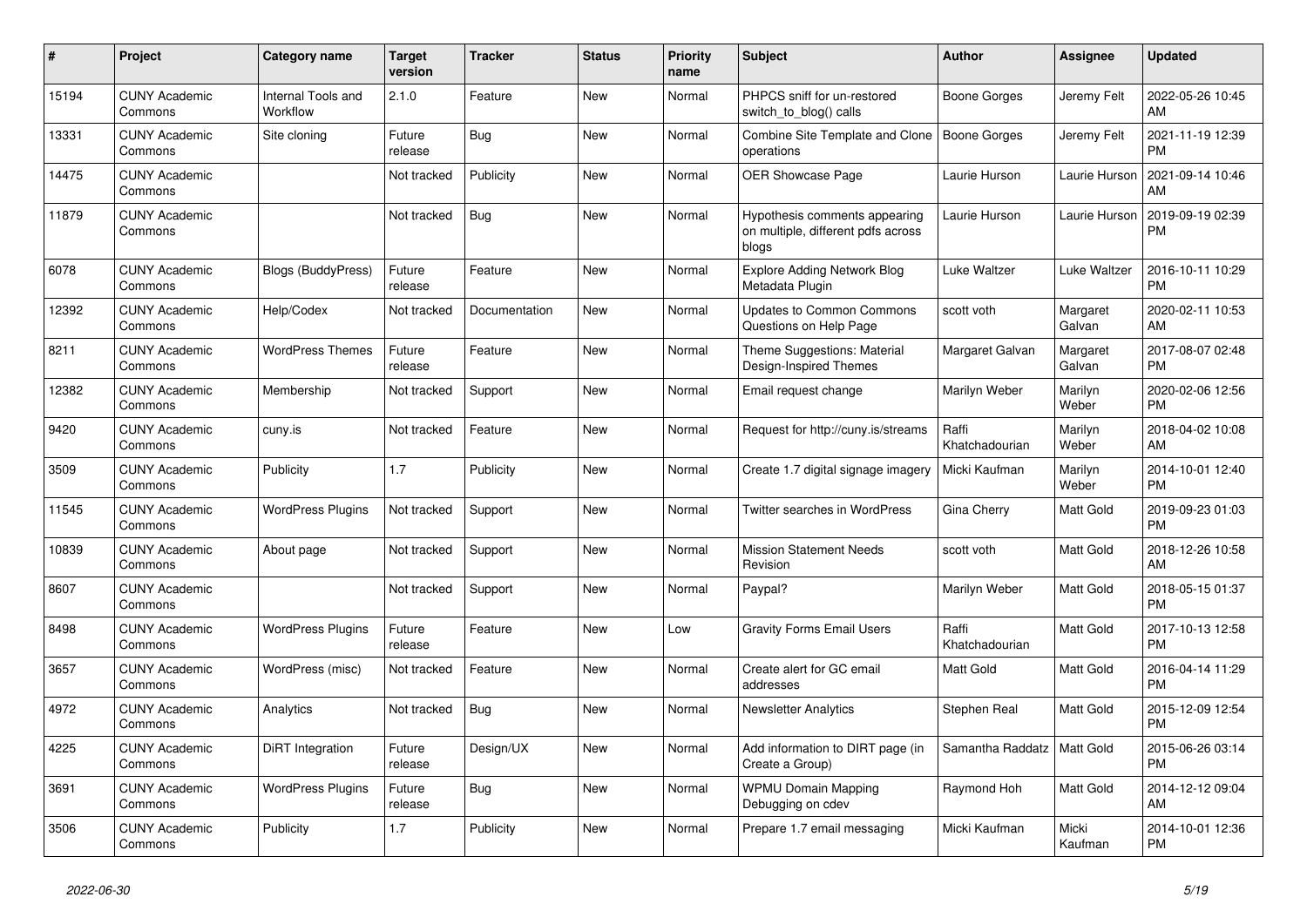| # | Project | Category name | Target version | Tracker | Status | Priority name | Subject | Author | Assignee | Updated |
|---|---|---|---|---|---|---|---|---|---|---|
| 15194 | CUNY Academic Commons | Internal Tools and Workflow | 2.1.0 | Feature | New | Normal | PHPCS sniff for un-restored switch_to_blog() calls | Boone Gorges | Jeremy Felt | 2022-05-26 10:45 AM |
| 13331 | CUNY Academic Commons | Site cloning | Future release | Bug | New | Normal | Combine Site Template and Clone operations | Boone Gorges | Jeremy Felt | 2021-11-19 12:39 PM |
| 14475 | CUNY Academic Commons | | Not tracked | Publicity | New | Normal | OER Showcase Page | Laurie Hurson | Laurie Hurson | 2021-09-14 10:46 AM |
| 11879 | CUNY Academic Commons | | Not tracked | Bug | New | Normal | Hypothesis comments appearing on multiple, different pdfs across blogs | Laurie Hurson | Laurie Hurson | 2019-09-19 02:39 PM |
| 6078 | CUNY Academic Commons | Blogs (BuddyPress) | Future release | Feature | New | Normal | Explore Adding Network Blog Metadata Plugin | Luke Waltzer | Luke Waltzer | 2016-10-11 10:29 PM |
| 12392 | CUNY Academic Commons | Help/Codex | Not tracked | Documentation | New | Normal | Updates to Common Commons Questions on Help Page | scott voth | Margaret Galvan | 2020-02-11 10:53 AM |
| 8211 | CUNY Academic Commons | WordPress Themes | Future release | Feature | New | Normal | Theme Suggestions: Material Design-Inspired Themes | Margaret Galvan | Margaret Galvan | 2017-08-07 02:48 PM |
| 12382 | CUNY Academic Commons | Membership | Not tracked | Support | New | Normal | Email request change | Marilyn Weber | Marilyn Weber | 2020-02-06 12:56 PM |
| 9420 | CUNY Academic Commons | cuny.is | Not tracked | Feature | New | Normal | Request for http://cuny.is/streams | Raffi Khatchadourian | Marilyn Weber | 2018-04-02 10:08 AM |
| 3509 | CUNY Academic Commons | Publicity | 1.7 | Publicity | New | Normal | Create 1.7 digital signage imagery | Micki Kaufman | Marilyn Weber | 2014-10-01 12:40 PM |
| 11545 | CUNY Academic Commons | WordPress Plugins | Not tracked | Support | New | Normal | Twitter searches in WordPress | Gina Cherry | Matt Gold | 2019-09-23 01:03 PM |
| 10839 | CUNY Academic Commons | About page | Not tracked | Support | New | Normal | Mission Statement Needs Revision | scott voth | Matt Gold | 2018-12-26 10:58 AM |
| 8607 | CUNY Academic Commons | | Not tracked | Support | New | Normal | Paypal? | Marilyn Weber | Matt Gold | 2018-05-15 01:37 PM |
| 8498 | CUNY Academic Commons | WordPress Plugins | Future release | Feature | New | Low | Gravity Forms Email Users | Raffi Khatchadourian | Matt Gold | 2017-10-13 12:58 PM |
| 3657 | CUNY Academic Commons | WordPress (misc) | Not tracked | Feature | New | Normal | Create alert for GC email addresses | Matt Gold | Matt Gold | 2016-04-14 11:29 PM |
| 4972 | CUNY Academic Commons | Analytics | Not tracked | Bug | New | Normal | Newsletter Analytics | Stephen Real | Matt Gold | 2015-12-09 12:54 PM |
| 4225 | CUNY Academic Commons | DiRT Integration | Future release | Design/UX | New | Normal | Add information to DIRT page (in Create a Group) | Samantha Raddatz | Matt Gold | 2015-06-26 03:14 PM |
| 3691 | CUNY Academic Commons | WordPress Plugins | Future release | Bug | New | Normal | WPMU Domain Mapping Debugging on cdev | Raymond Hoh | Matt Gold | 2014-12-12 09:04 AM |
| 3506 | CUNY Academic Commons | Publicity | 1.7 | Publicity | New | Normal | Prepare 1.7 email messaging | Micki Kaufman | Micki Kaufman | 2014-10-01 12:36 PM |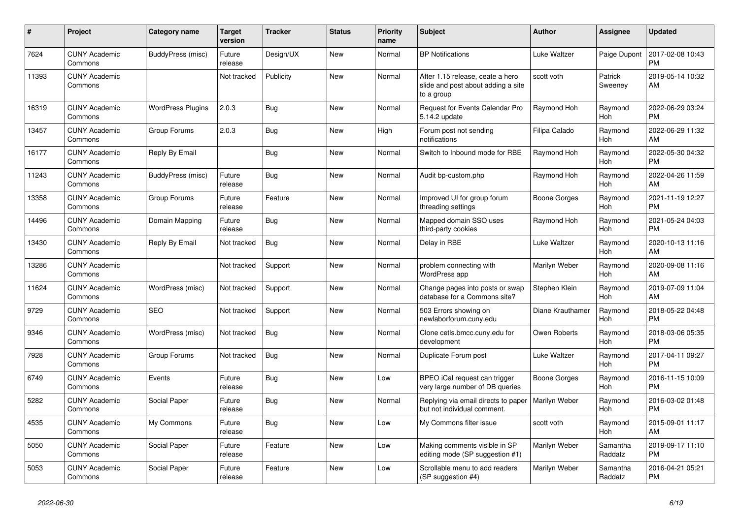| # | Project | Category name | Target version | Tracker | Status | Priority name | Subject | Author | Assignee | Updated |
|---|---|---|---|---|---|---|---|---|---|---|
| 7624 | CUNY Academic Commons | BuddyPress (misc) | Future release | Design/UX | New | Normal | BP Notifications | Luke Waltzer | Paige Dupont | 2017-02-08 10:43 PM |
| 11393 | CUNY Academic Commons | | Not tracked | Publicity | New | Normal | After 1.15 release, ceate a hero slide and post about adding a site to a group | scott voth | Patrick Sweeney | 2019-05-14 10:32 AM |
| 16319 | CUNY Academic Commons | WordPress Plugins | 2.0.3 | Bug | New | Normal | Request for Events Calendar Pro 5.14.2 update | Raymond Hoh | Raymond Hoh | 2022-06-29 03:24 PM |
| 13457 | CUNY Academic Commons | Group Forums | 2.0.3 | Bug | New | High | Forum post not sending notifications | Filipa Calado | Raymond Hoh | 2022-06-29 11:32 AM |
| 16177 | CUNY Academic Commons | Reply By Email | | Bug | New | Normal | Switch to Inbound mode for RBE | Raymond Hoh | Raymond Hoh | 2022-05-30 04:32 PM |
| 11243 | CUNY Academic Commons | BuddyPress (misc) | Future release | Bug | New | Normal | Audit bp-custom.php | Raymond Hoh | Raymond Hoh | 2022-04-26 11:59 AM |
| 13358 | CUNY Academic Commons | Group Forums | Future release | Feature | New | Normal | Improved UI for group forum threading settings | Boone Gorges | Raymond Hoh | 2021-11-19 12:27 PM |
| 14496 | CUNY Academic Commons | Domain Mapping | Future release | Bug | New | Normal | Mapped domain SSO uses third-party cookies | Raymond Hoh | Raymond Hoh | 2021-05-24 04:03 PM |
| 13430 | CUNY Academic Commons | Reply By Email | Not tracked | Bug | New | Normal | Delay in RBE | Luke Waltzer | Raymond Hoh | 2020-10-13 11:16 AM |
| 13286 | CUNY Academic Commons | | Not tracked | Support | New | Normal | problem connecting with WordPress app | Marilyn Weber | Raymond Hoh | 2020-09-08 11:16 AM |
| 11624 | CUNY Academic Commons | WordPress (misc) | Not tracked | Support | New | Normal | Change pages into posts or swap database for a Commons site? | Stephen Klein | Raymond Hoh | 2019-07-09 11:04 AM |
| 9729 | CUNY Academic Commons | SEO | Not tracked | Support | New | Normal | 503 Errors showing on newlaborforum.cuny.edu | Diane Krauthamer | Raymond Hoh | 2018-05-22 04:48 PM |
| 9346 | CUNY Academic Commons | WordPress (misc) | Not tracked | Bug | New | Normal | Clone cetls.bmcc.cuny.edu for development | Owen Roberts | Raymond Hoh | 2018-03-06 05:35 PM |
| 7928 | CUNY Academic Commons | Group Forums | Not tracked | Bug | New | Normal | Duplicate Forum post | Luke Waltzer | Raymond Hoh | 2017-04-11 09:27 PM |
| 6749 | CUNY Academic Commons | Events | Future release | Bug | New | Low | BPEO iCal request can trigger very large number of DB queries | Boone Gorges | Raymond Hoh | 2016-11-15 10:09 PM |
| 5282 | CUNY Academic Commons | Social Paper | Future release | Bug | New | Normal | Replying via email directs to paper but not individual comment. | Marilyn Weber | Raymond Hoh | 2016-03-02 01:48 PM |
| 4535 | CUNY Academic Commons | My Commons | Future release | Bug | New | Low | My Commons filter issue | scott voth | Raymond Hoh | 2015-09-01 11:17 AM |
| 5050 | CUNY Academic Commons | Social Paper | Future release | Feature | New | Low | Making comments visible in SP editing mode (SP suggestion #1) | Marilyn Weber | Samantha Raddatz | 2019-09-17 11:10 PM |
| 5053 | CUNY Academic Commons | Social Paper | Future release | Feature | New | Low | Scrollable menu to add readers (SP suggestion #4) | Marilyn Weber | Samantha Raddatz | 2016-04-21 05:21 PM |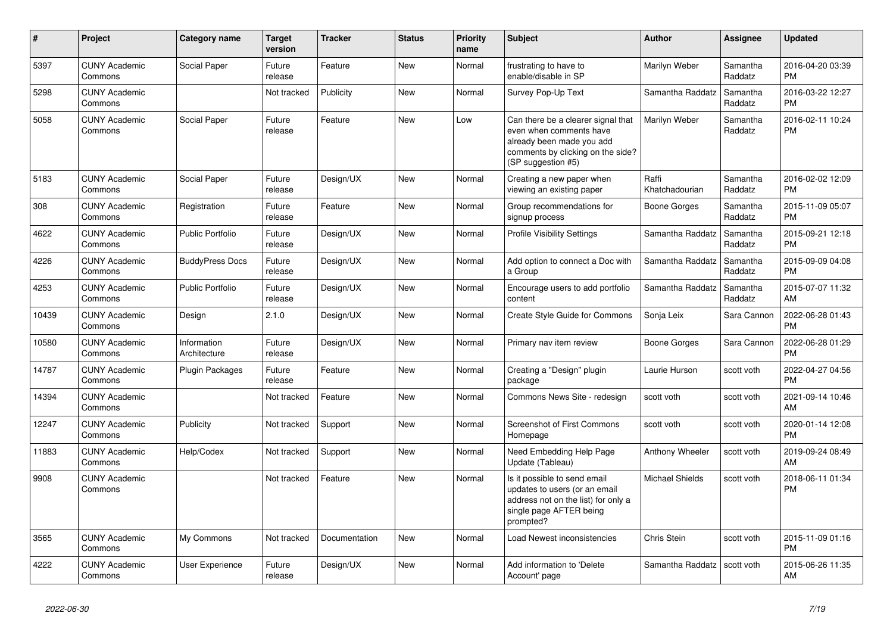| # | Project | Category name | Target version | Tracker | Status | Priority name | Subject | Author | Assignee | Updated |
|---|---|---|---|---|---|---|---|---|---|---|
| 5397 | CUNY Academic Commons | Social Paper | Future release | Feature | New | Normal | frustrating to have to enable/disable in SP | Marilyn Weber | Samantha Raddatz | 2016-04-20 03:39 PM |
| 5298 | CUNY Academic Commons | | Not tracked | Publicity | New | Normal | Survey Pop-Up Text | Samantha Raddatz | Samantha Raddatz | 2016-03-22 12:27 PM |
| 5058 | CUNY Academic Commons | Social Paper | Future release | Feature | New | Low | Can there be a clearer signal that even when comments have already been made you add comments by clicking on the side? (SP suggestion #5) | Marilyn Weber | Samantha Raddatz | 2016-02-11 10:24 PM |
| 5183 | CUNY Academic Commons | Social Paper | Future release | Design/UX | New | Normal | Creating a new paper when viewing an existing paper | Raffi Khatchadourian | Samantha Raddatz | 2016-02-02 12:09 PM |
| 308 | CUNY Academic Commons | Registration | Future release | Feature | New | Normal | Group recommendations for signup process | Boone Gorges | Samantha Raddatz | 2015-11-09 05:07 PM |
| 4622 | CUNY Academic Commons | Public Portfolio | Future release | Design/UX | New | Normal | Profile Visibility Settings | Samantha Raddatz | Samantha Raddatz | 2015-09-21 12:18 PM |
| 4226 | CUNY Academic Commons | BuddyPress Docs | Future release | Design/UX | New | Normal | Add option to connect a Doc with a Group | Samantha Raddatz | Samantha Raddatz | 2015-09-09 04:08 PM |
| 4253 | CUNY Academic Commons | Public Portfolio | Future release | Design/UX | New | Normal | Encourage users to add portfolio content | Samantha Raddatz | Samantha Raddatz | 2015-07-07 11:32 AM |
| 10439 | CUNY Academic Commons | Design | 2.1.0 | Design/UX | New | Normal | Create Style Guide for Commons | Sonja Leix | Sara Cannon | 2022-06-28 01:43 PM |
| 10580 | CUNY Academic Commons | Information Architecture | Future release | Design/UX | New | Normal | Primary nav item review | Boone Gorges | Sara Cannon | 2022-06-28 01:29 PM |
| 14787 | CUNY Academic Commons | Plugin Packages | Future release | Feature | New | Normal | Creating a "Design" plugin package | Laurie Hurson | scott voth | 2022-04-27 04:56 PM |
| 14394 | CUNY Academic Commons | | Not tracked | Feature | New | Normal | Commons News Site - redesign | scott voth | scott voth | 2021-09-14 10:46 AM |
| 12247 | CUNY Academic Commons | Publicity | Not tracked | Support | New | Normal | Screenshot of First Commons Homepage | scott voth | scott voth | 2020-01-14 12:08 PM |
| 11883 | CUNY Academic Commons | Help/Codex | Not tracked | Support | New | Normal | Need Embedding Help Page Update (Tableau) | Anthony Wheeler | scott voth | 2019-09-24 08:49 AM |
| 9908 | CUNY Academic Commons | | Not tracked | Feature | New | Normal | Is it possible to send email updates to users (or an email address not on the list) for only a single page AFTER being prompted? | Michael Shields | scott voth | 2018-06-11 01:34 PM |
| 3565 | CUNY Academic Commons | My Commons | Not tracked | Documentation | New | Normal | Load Newest inconsistencies | Chris Stein | scott voth | 2015-11-09 01:16 PM |
| 4222 | CUNY Academic Commons | User Experience | Future release | Design/UX | New | Normal | Add information to 'Delete Account' page | Samantha Raddatz | scott voth | 2015-06-26 11:35 AM |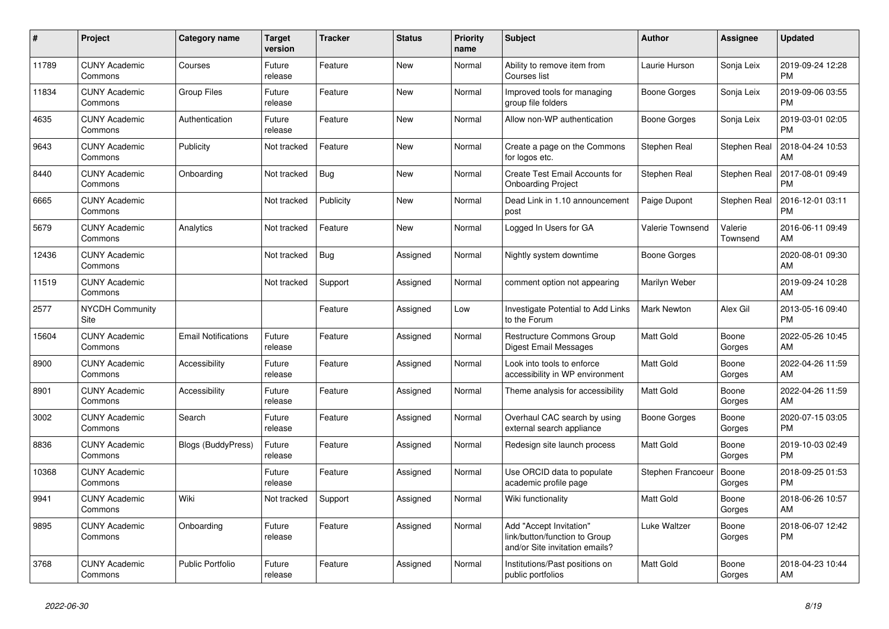| # | Project | Category name | Target version | Tracker | Status | Priority name | Subject | Author | Assignee | Updated |
|---|---|---|---|---|---|---|---|---|---|---|
| 11789 | CUNY Academic Commons | Courses | Future release | Feature | New | Normal | Ability to remove item from Courses list | Laurie Hurson | Sonja Leix | 2019-09-24 12:28 PM |
| 11834 | CUNY Academic Commons | Group Files | Future release | Feature | New | Normal | Improved tools for managing group file folders | Boone Gorges | Sonja Leix | 2019-09-06 03:55 PM |
| 4635 | CUNY Academic Commons | Authentication | Future release | Feature | New | Normal | Allow non-WP authentication | Boone Gorges | Sonja Leix | 2019-03-01 02:05 PM |
| 9643 | CUNY Academic Commons | Publicity | Not tracked | Feature | New | Normal | Create a page on the Commons for logos etc. | Stephen Real | Stephen Real | 2018-04-24 10:53 AM |
| 8440 | CUNY Academic Commons | Onboarding | Not tracked | Bug | New | Normal | Create Test Email Accounts for Onboarding Project | Stephen Real | Stephen Real | 2017-08-01 09:49 PM |
| 6665 | CUNY Academic Commons | | Not tracked | Publicity | New | Normal | Dead Link in 1.10 announcement post | Paige Dupont | Stephen Real | 2016-12-01 03:11 PM |
| 5679 | CUNY Academic Commons | Analytics | Not tracked | Feature | New | Normal | Logged In Users for GA | Valerie Townsend | Valerie Townsend | 2016-06-11 09:49 AM |
| 12436 | CUNY Academic Commons | | Not tracked | Bug | Assigned | Normal | Nightly system downtime | Boone Gorges | | 2020-08-01 09:30 AM |
| 11519 | CUNY Academic Commons | | Not tracked | Support | Assigned | Normal | comment option not appearing | Marilyn Weber | | 2019-09-24 10:28 AM |
| 2577 | NYCDH Community Site | | | Feature | Assigned | Low | Investigate Potential to Add Links to the Forum | Mark Newton | Alex Gil | 2013-05-16 09:40 PM |
| 15604 | CUNY Academic Commons | Email Notifications | Future release | Feature | Assigned | Normal | Restructure Commons Group Digest Email Messages | Matt Gold | Boone Gorges | 2022-05-26 10:45 AM |
| 8900 | CUNY Academic Commons | Accessibility | Future release | Feature | Assigned | Normal | Look into tools to enforce accessibility in WP environment | Matt Gold | Boone Gorges | 2022-04-26 11:59 AM |
| 8901 | CUNY Academic Commons | Accessibility | Future release | Feature | Assigned | Normal | Theme analysis for accessibility | Matt Gold | Boone Gorges | 2022-04-26 11:59 AM |
| 3002 | CUNY Academic Commons | Search | Future release | Feature | Assigned | Normal | Overhaul CAC search by using external search appliance | Boone Gorges | Boone Gorges | 2020-07-15 03:05 PM |
| 8836 | CUNY Academic Commons | Blogs (BuddyPress) | Future release | Feature | Assigned | Normal | Redesign site launch process | Matt Gold | Boone Gorges | 2019-10-03 02:49 PM |
| 10368 | CUNY Academic Commons | | Future release | Feature | Assigned | Normal | Use ORCID data to populate academic profile page | Stephen Francoeur | Boone Gorges | 2018-09-25 01:53 PM |
| 9941 | CUNY Academic Commons | Wiki | Not tracked | Support | Assigned | Normal | Wiki functionality | Matt Gold | Boone Gorges | 2018-06-26 10:57 AM |
| 9895 | CUNY Academic Commons | Onboarding | Future release | Feature | Assigned | Normal | Add "Accept Invitation" link/button/function to Group and/or Site invitation emails? | Luke Waltzer | Boone Gorges | 2018-06-07 12:42 PM |
| 3768 | CUNY Academic Commons | Public Portfolio | Future release | Feature | Assigned | Normal | Institutions/Past positions on public portfolios | Matt Gold | Boone Gorges | 2018-04-23 10:44 AM |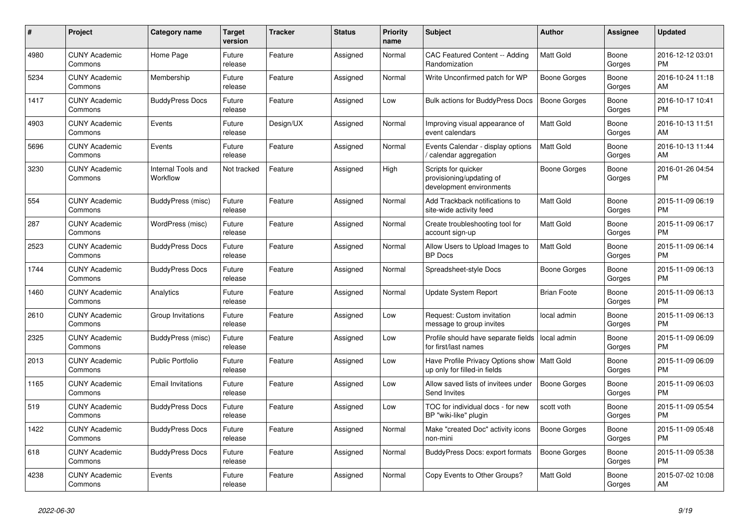| # | Project | Category name | Target version | Tracker | Status | Priority name | Subject | Author | Assignee | Updated |
|---|---|---|---|---|---|---|---|---|---|---|
| 4980 | CUNY Academic Commons | Home Page | Future release | Feature | Assigned | Normal | CAC Featured Content -- Adding Randomization | Matt Gold | Boone Gorges | 2016-12-12 03:01 PM |
| 5234 | CUNY Academic Commons | Membership | Future release | Feature | Assigned | Normal | Write Unconfirmed patch for WP | Boone Gorges | Boone Gorges | 2016-10-24 11:18 AM |
| 1417 | CUNY Academic Commons | BuddyPress Docs | Future release | Feature | Assigned | Low | Bulk actions for BuddyPress Docs | Boone Gorges | Boone Gorges | 2016-10-17 10:41 PM |
| 4903 | CUNY Academic Commons | Events | Future release | Design/UX | Assigned | Normal | Improving visual appearance of event calendars | Matt Gold | Boone Gorges | 2016-10-13 11:51 AM |
| 5696 | CUNY Academic Commons | Events | Future release | Feature | Assigned | Normal | Events Calendar - display options / calendar aggregation | Matt Gold | Boone Gorges | 2016-10-13 11:44 AM |
| 3230 | CUNY Academic Commons | Internal Tools and Workflow | Not tracked | Feature | Assigned | High | Scripts for quicker provisioning/updating of development environments | Boone Gorges | Boone Gorges | 2016-01-26 04:54 PM |
| 554 | CUNY Academic Commons | BuddyPress (misc) | Future release | Feature | Assigned | Normal | Add Trackback notifications to site-wide activity feed | Matt Gold | Boone Gorges | 2015-11-09 06:19 PM |
| 287 | CUNY Academic Commons | WordPress (misc) | Future release | Feature | Assigned | Normal | Create troubleshooting tool for account sign-up | Matt Gold | Boone Gorges | 2015-11-09 06:17 PM |
| 2523 | CUNY Academic Commons | BuddyPress Docs | Future release | Feature | Assigned | Normal | Allow Users to Upload Images to BP Docs | Matt Gold | Boone Gorges | 2015-11-09 06:14 PM |
| 1744 | CUNY Academic Commons | BuddyPress Docs | Future release | Feature | Assigned | Normal | Spreadsheet-style Docs | Boone Gorges | Boone Gorges | 2015-11-09 06:13 PM |
| 1460 | CUNY Academic Commons | Analytics | Future release | Feature | Assigned | Normal | Update System Report | Brian Foote | Boone Gorges | 2015-11-09 06:13 PM |
| 2610 | CUNY Academic Commons | Group Invitations | Future release | Feature | Assigned | Low | Request: Custom invitation message to group invites | local admin | Boone Gorges | 2015-11-09 06:13 PM |
| 2325 | CUNY Academic Commons | BuddyPress (misc) | Future release | Feature | Assigned | Low | Profile should have separate fields for first/last names | local admin | Boone Gorges | 2015-11-09 06:09 PM |
| 2013 | CUNY Academic Commons | Public Portfolio | Future release | Feature | Assigned | Low | Have Profile Privacy Options show up only for filled-in fields | Matt Gold | Boone Gorges | 2015-11-09 06:09 PM |
| 1165 | CUNY Academic Commons | Email Invitations | Future release | Feature | Assigned | Low | Allow saved lists of invitees under Send Invites | Boone Gorges | Boone Gorges | 2015-11-09 06:03 PM |
| 519 | CUNY Academic Commons | BuddyPress Docs | Future release | Feature | Assigned | Low | TOC for individual docs - for new BP "wiki-like" plugin | scott voth | Boone Gorges | 2015-11-09 05:54 PM |
| 1422 | CUNY Academic Commons | BuddyPress Docs | Future release | Feature | Assigned | Normal | Make "created Doc" activity icons non-mini | Boone Gorges | Boone Gorges | 2015-11-09 05:48 PM |
| 618 | CUNY Academic Commons | BuddyPress Docs | Future release | Feature | Assigned | Normal | BuddyPress Docs: export formats | Boone Gorges | Boone Gorges | 2015-11-09 05:38 PM |
| 4238 | CUNY Academic Commons | Events | Future release | Feature | Assigned | Normal | Copy Events to Other Groups? | Matt Gold | Boone Gorges | 2015-07-02 10:08 AM |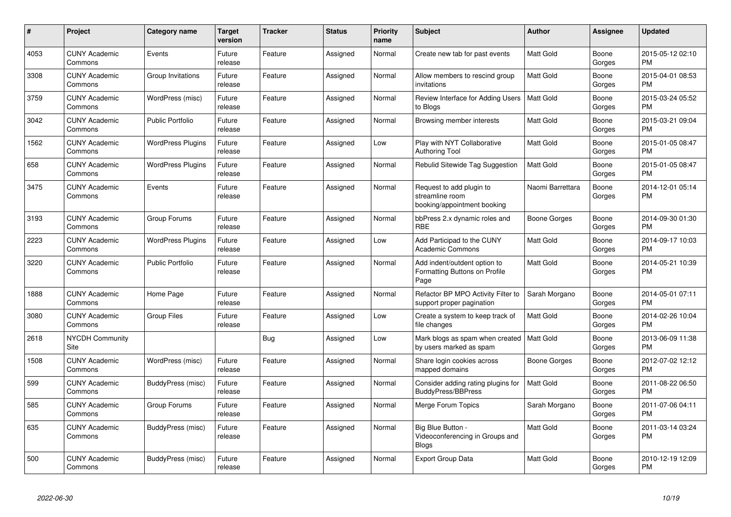| # | Project | Category name | Target version | Tracker | Status | Priority name | Subject | Author | Assignee | Updated |
|---|---|---|---|---|---|---|---|---|---|---|
| 4053 | CUNY Academic Commons | Events | Future release | Feature | Assigned | Normal | Create new tab for past events | Matt Gold | Boone Gorges | 2015-05-12 02:10 PM |
| 3308 | CUNY Academic Commons | Group Invitations | Future release | Feature | Assigned | Normal | Allow members to rescind group invitations | Matt Gold | Boone Gorges | 2015-04-01 08:53 PM |
| 3759 | CUNY Academic Commons | WordPress (misc) | Future release | Feature | Assigned | Normal | Review Interface for Adding Users to Blogs | Matt Gold | Boone Gorges | 2015-03-24 05:52 PM |
| 3042 | CUNY Academic Commons | Public Portfolio | Future release | Feature | Assigned | Normal | Browsing member interests | Matt Gold | Boone Gorges | 2015-03-21 09:04 PM |
| 1562 | CUNY Academic Commons | WordPress Plugins | Future release | Feature | Assigned | Low | Play with NYT Collaborative Authoring Tool | Matt Gold | Boone Gorges | 2015-01-05 08:47 PM |
| 658 | CUNY Academic Commons | WordPress Plugins | Future release | Feature | Assigned | Normal | Rebulid Sitewide Tag Suggestion | Matt Gold | Boone Gorges | 2015-01-05 08:47 PM |
| 3475 | CUNY Academic Commons | Events | Future release | Feature | Assigned | Normal | Request to add plugin to streamline room booking/appointment booking | Naomi Barrettara | Boone Gorges | 2014-12-01 05:14 PM |
| 3193 | CUNY Academic Commons | Group Forums | Future release | Feature | Assigned | Normal | bbPress 2.x dynamic roles and RBE | Boone Gorges | Boone Gorges | 2014-09-30 01:30 PM |
| 2223 | CUNY Academic Commons | WordPress Plugins | Future release | Feature | Assigned | Low | Add Participad to the CUNY Academic Commons | Matt Gold | Boone Gorges | 2014-09-17 10:03 PM |
| 3220 | CUNY Academic Commons | Public Portfolio | Future release | Feature | Assigned | Normal | Add indent/outdent option to Formatting Buttons on Profile Page | Matt Gold | Boone Gorges | 2014-05-21 10:39 PM |
| 1888 | CUNY Academic Commons | Home Page | Future release | Feature | Assigned | Normal | Refactor BP MPO Activity Filter to support proper pagination | Sarah Morgano | Boone Gorges | 2014-05-01 07:11 PM |
| 3080 | CUNY Academic Commons | Group Files | Future release | Feature | Assigned | Low | Create a system to keep track of file changes | Matt Gold | Boone Gorges | 2014-02-26 10:04 PM |
| 2618 | NYCDH Community Site | | | Bug | Assigned | Low | Mark blogs as spam when created by users marked as spam | Matt Gold | Boone Gorges | 2013-06-09 11:38 PM |
| 1508 | CUNY Academic Commons | WordPress (misc) | Future release | Feature | Assigned | Normal | Share login cookies across mapped domains | Boone Gorges | Boone Gorges | 2012-07-02 12:12 PM |
| 599 | CUNY Academic Commons | BuddyPress (misc) | Future release | Feature | Assigned | Normal | Consider adding rating plugins for BuddyPress/BBPress | Matt Gold | Boone Gorges | 2011-08-22 06:50 PM |
| 585 | CUNY Academic Commons | Group Forums | Future release | Feature | Assigned | Normal | Merge Forum Topics | Sarah Morgano | Boone Gorges | 2011-07-06 04:11 PM |
| 635 | CUNY Academic Commons | BuddyPress (misc) | Future release | Feature | Assigned | Normal | Big Blue Button - Videoconferencing in Groups and Blogs | Matt Gold | Boone Gorges | 2011-03-14 03:24 PM |
| 500 | CUNY Academic Commons | BuddyPress (misc) | Future release | Feature | Assigned | Normal | Export Group Data | Matt Gold | Boone Gorges | 2010-12-19 12:09 PM |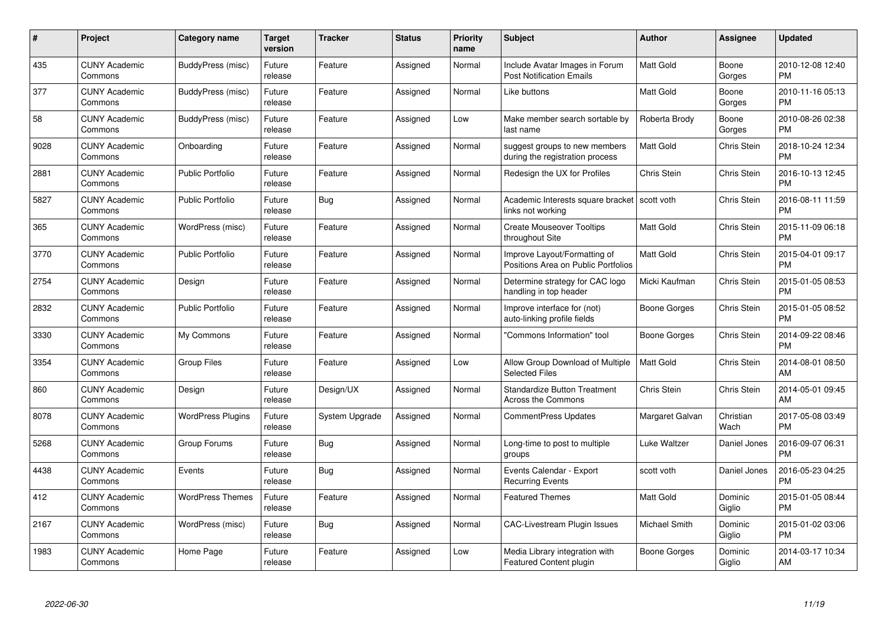| # | Project | Category name | Target version | Tracker | Status | Priority name | Subject | Author | Assignee | Updated |
|---|---|---|---|---|---|---|---|---|---|---|
| 435 | CUNY Academic Commons | BuddyPress (misc) | Future release | Feature | Assigned | Normal | Include Avatar Images in Forum Post Notification Emails | Matt Gold | Boone Gorges | 2010-12-08 12:40 PM |
| 377 | CUNY Academic Commons | BuddyPress (misc) | Future release | Feature | Assigned | Normal | Like buttons | Matt Gold | Boone Gorges | 2010-11-16 05:13 PM |
| 58 | CUNY Academic Commons | BuddyPress (misc) | Future release | Feature | Assigned | Low | Make member search sortable by last name | Roberta Brody | Boone Gorges | 2010-08-26 02:38 PM |
| 9028 | CUNY Academic Commons | Onboarding | Future release | Feature | Assigned | Normal | suggest groups to new members during the registration process | Matt Gold | Chris Stein | 2018-10-24 12:34 PM |
| 2881 | CUNY Academic Commons | Public Portfolio | Future release | Feature | Assigned | Normal | Redesign the UX for Profiles | Chris Stein | Chris Stein | 2016-10-13 12:45 PM |
| 5827 | CUNY Academic Commons | Public Portfolio | Future release | Bug | Assigned | Normal | Academic Interests square bracket links not working | scott voth | Chris Stein | 2016-08-11 11:59 PM |
| 365 | CUNY Academic Commons | WordPress (misc) | Future release | Feature | Assigned | Normal | Create Mouseover Tooltips throughout Site | Matt Gold | Chris Stein | 2015-11-09 06:18 PM |
| 3770 | CUNY Academic Commons | Public Portfolio | Future release | Feature | Assigned | Normal | Improve Layout/Formatting of Positions Area on Public Portfolios | Matt Gold | Chris Stein | 2015-04-01 09:17 PM |
| 2754 | CUNY Academic Commons | Design | Future release | Feature | Assigned | Normal | Determine strategy for CAC logo handling in top header | Micki Kaufman | Chris Stein | 2015-01-05 08:53 PM |
| 2832 | CUNY Academic Commons | Public Portfolio | Future release | Feature | Assigned | Normal | Improve interface for (not) auto-linking profile fields | Boone Gorges | Chris Stein | 2015-01-05 08:52 PM |
| 3330 | CUNY Academic Commons | My Commons | Future release | Feature | Assigned | Normal | "Commons Information" tool | Boone Gorges | Chris Stein | 2014-09-22 08:46 PM |
| 3354 | CUNY Academic Commons | Group Files | Future release | Feature | Assigned | Low | Allow Group Download of Multiple Selected Files | Matt Gold | Chris Stein | 2014-08-01 08:50 AM |
| 860 | CUNY Academic Commons | Design | Future release | Design/UX | Assigned | Normal | Standardize Button Treatment Across the Commons | Chris Stein | Chris Stein | 2014-05-01 09:45 AM |
| 8078 | CUNY Academic Commons | WordPress Plugins | Future release | System Upgrade | Assigned | Normal | CommentPress Updates | Margaret Galvan | Christian Wach | 2017-05-08 03:49 PM |
| 5268 | CUNY Academic Commons | Group Forums | Future release | Bug | Assigned | Normal | Long-time to post to multiple groups | Luke Waltzer | Daniel Jones | 2016-09-07 06:31 PM |
| 4438 | CUNY Academic Commons | Events | Future release | Bug | Assigned | Normal | Events Calendar - Export Recurring Events | scott voth | Daniel Jones | 2016-05-23 04:25 PM |
| 412 | CUNY Academic Commons | WordPress Themes | Future release | Feature | Assigned | Normal | Featured Themes | Matt Gold | Dominic Giglio | 2015-01-05 08:44 PM |
| 2167 | CUNY Academic Commons | WordPress (misc) | Future release | Bug | Assigned | Normal | CAC-Livestream Plugin Issues | Michael Smith | Dominic Giglio | 2015-01-02 03:06 PM |
| 1983 | CUNY Academic Commons | Home Page | Future release | Feature | Assigned | Low | Media Library integration with Featured Content plugin | Boone Gorges | Dominic Giglio | 2014-03-17 10:34 AM |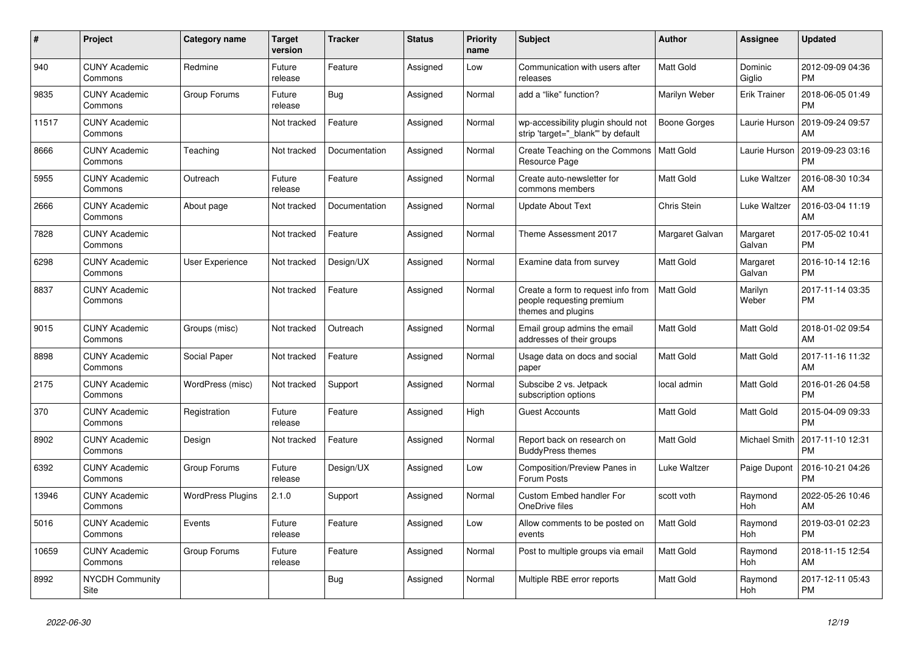| # | Project | Category name | Target version | Tracker | Status | Priority name | Subject | Author | Assignee | Updated |
|---|---|---|---|---|---|---|---|---|---|---|
| 940 | CUNY Academic Commons | Redmine | Future release | Feature | Assigned | Low | Communication with users after releases | Matt Gold | Dominic Giglio | 2012-09-09 04:36 PM |
| 9835 | CUNY Academic Commons | Group Forums | Future release | Bug | Assigned | Normal | add a "like" function? | Marilyn Weber | Erik Trainer | 2018-06-05 01:49 PM |
| 11517 | CUNY Academic Commons | | Not tracked | Feature | Assigned | Normal | wp-accessibility plugin should not strip 'target="_blank"' by default | Boone Gorges | Laurie Hurson | 2019-09-24 09:57 AM |
| 8666 | CUNY Academic Commons | Teaching | Not tracked | Documentation | Assigned | Normal | Create Teaching on the Commons Resource Page | Matt Gold | Laurie Hurson | 2019-09-23 03:16 PM |
| 5955 | CUNY Academic Commons | Outreach | Future release | Feature | Assigned | Normal | Create auto-newsletter for commons members | Matt Gold | Luke Waltzer | 2016-08-30 10:34 AM |
| 2666 | CUNY Academic Commons | About page | Not tracked | Documentation | Assigned | Normal | Update About Text | Chris Stein | Luke Waltzer | 2016-03-04 11:19 AM |
| 7828 | CUNY Academic Commons | | Not tracked | Feature | Assigned | Normal | Theme Assessment 2017 | Margaret Galvan | Margaret Galvan | 2017-05-02 10:41 PM |
| 6298 | CUNY Academic Commons | User Experience | Not tracked | Design/UX | Assigned | Normal | Examine data from survey | Matt Gold | Margaret Galvan | 2016-10-14 12:16 PM |
| 8837 | CUNY Academic Commons | | Not tracked | Feature | Assigned | Normal | Create a form to request info from people requesting premium themes and plugins | Matt Gold | Marilyn Weber | 2017-11-14 03:35 PM |
| 9015 | CUNY Academic Commons | Groups (misc) | Not tracked | Outreach | Assigned | Normal | Email group admins the email addresses of their groups | Matt Gold | Matt Gold | 2018-01-02 09:54 AM |
| 8898 | CUNY Academic Commons | Social Paper | Not tracked | Feature | Assigned | Normal | Usage data on docs and social paper | Matt Gold | Matt Gold | 2017-11-16 11:32 AM |
| 2175 | CUNY Academic Commons | WordPress (misc) | Not tracked | Support | Assigned | Normal | Subscibe 2 vs. Jetpack subscription options | local admin | Matt Gold | 2016-01-26 04:58 PM |
| 370 | CUNY Academic Commons | Registration | Future release | Feature | Assigned | High | Guest Accounts | Matt Gold | Matt Gold | 2015-04-09 09:33 PM |
| 8902 | CUNY Academic Commons | Design | Not tracked | Feature | Assigned | Normal | Report back on research on BuddyPress themes | Matt Gold | Michael Smith | 2017-11-10 12:31 PM |
| 6392 | CUNY Academic Commons | Group Forums | Future release | Design/UX | Assigned | Low | Composition/Preview Panes in Forum Posts | Luke Waltzer | Paige Dupont | 2016-10-21 04:26 PM |
| 13946 | CUNY Academic Commons | WordPress Plugins | 2.1.0 | Support | Assigned | Normal | Custom Embed handler For OneDrive files | scott voth | Raymond Hoh | 2022-05-26 10:46 AM |
| 5016 | CUNY Academic Commons | Events | Future release | Feature | Assigned | Low | Allow comments to be posted on events | Matt Gold | Raymond Hoh | 2019-03-01 02:23 PM |
| 10659 | CUNY Academic Commons | Group Forums | Future release | Feature | Assigned | Normal | Post to multiple groups via email | Matt Gold | Raymond Hoh | 2018-11-15 12:54 AM |
| 8992 | NYCDH Community Site | | | Bug | Assigned | Normal | Multiple RBE error reports | Matt Gold | Raymond Hoh | 2017-12-11 05:43 PM |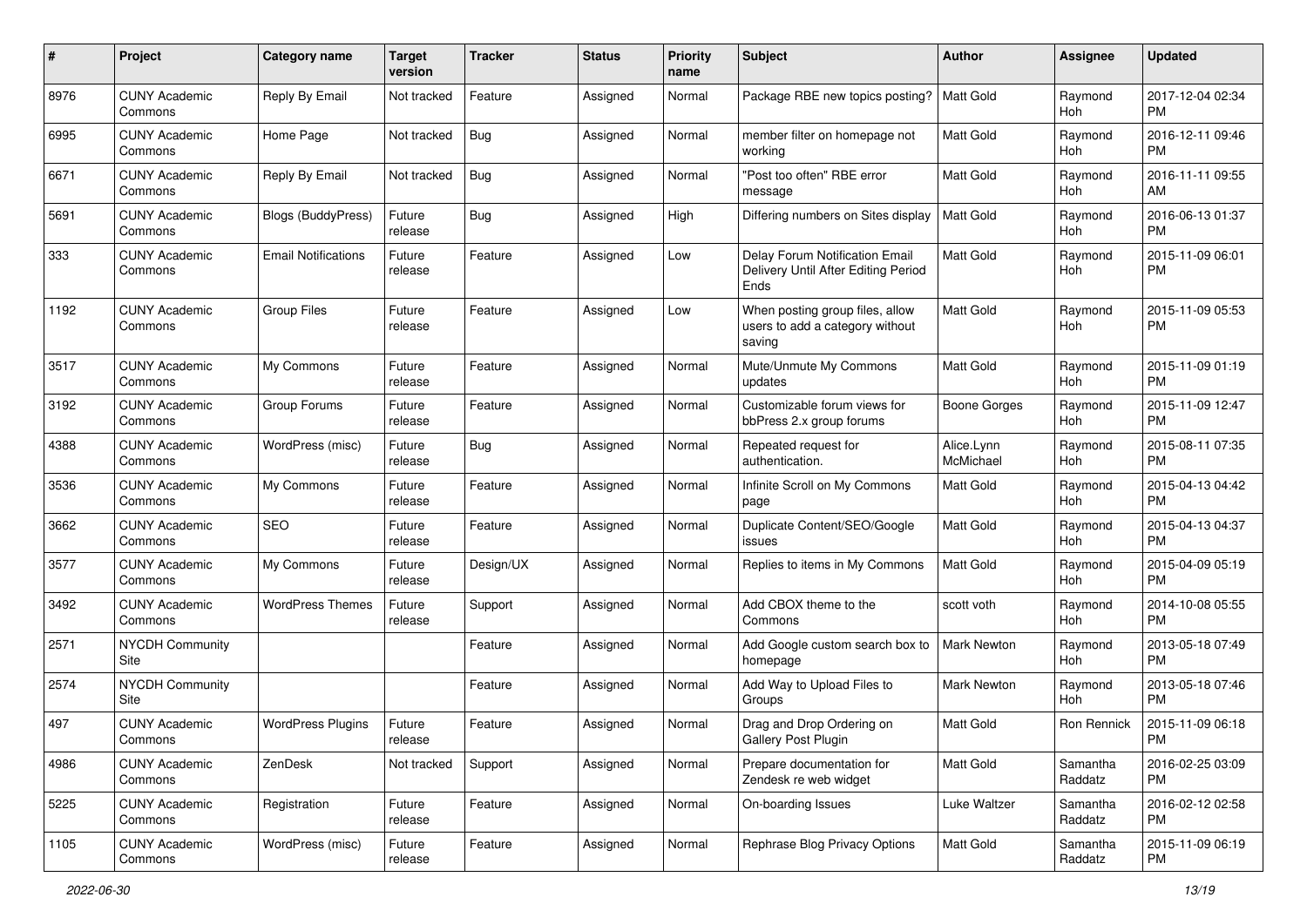| # | Project | Category name | Target version | Tracker | Status | Priority name | Subject | Author | Assignee | Updated |
|---|---|---|---|---|---|---|---|---|---|---|
| 8976 | CUNY Academic Commons | Reply By Email | Not tracked | Feature | Assigned | Normal | Package RBE new topics posting? | Matt Gold | Raymond Hoh | 2017-12-04 02:34 PM |
| 6995 | CUNY Academic Commons | Home Page | Not tracked | Bug | Assigned | Normal | member filter on homepage not working | Matt Gold | Raymond Hoh | 2016-12-11 09:46 PM |
| 6671 | CUNY Academic Commons | Reply By Email | Not tracked | Bug | Assigned | Normal | "Post too often" RBE error message | Matt Gold | Raymond Hoh | 2016-11-11 09:55 AM |
| 5691 | CUNY Academic Commons | Blogs (BuddyPress) | Future release | Bug | Assigned | High | Differing numbers on Sites display | Matt Gold | Raymond Hoh | 2016-06-13 01:37 PM |
| 333 | CUNY Academic Commons | Email Notifications | Future release | Feature | Assigned | Low | Delay Forum Notification Email Delivery Until After Editing Period Ends | Matt Gold | Raymond Hoh | 2015-11-09 06:01 PM |
| 1192 | CUNY Academic Commons | Group Files | Future release | Feature | Assigned | Low | When posting group files, allow users to add a category without saving | Matt Gold | Raymond Hoh | 2015-11-09 05:53 PM |
| 3517 | CUNY Academic Commons | My Commons | Future release | Feature | Assigned | Normal | Mute/Unmute My Commons updates | Matt Gold | Raymond Hoh | 2015-11-09 01:19 PM |
| 3192 | CUNY Academic Commons | Group Forums | Future release | Feature | Assigned | Normal | Customizable forum views for bbPress 2.x group forums | Boone Gorges | Raymond Hoh | 2015-11-09 12:47 PM |
| 4388 | CUNY Academic Commons | WordPress (misc) | Future release | Bug | Assigned | Normal | Repeated request for authentication. | Alice.Lynn McMichael | Raymond Hoh | 2015-08-11 07:35 PM |
| 3536 | CUNY Academic Commons | My Commons | Future release | Feature | Assigned | Normal | Infinite Scroll on My Commons page | Matt Gold | Raymond Hoh | 2015-04-13 04:42 PM |
| 3662 | CUNY Academic Commons | SEO | Future release | Feature | Assigned | Normal | Duplicate Content/SEO/Google issues | Matt Gold | Raymond Hoh | 2015-04-13 04:37 PM |
| 3577 | CUNY Academic Commons | My Commons | Future release | Design/UX | Assigned | Normal | Replies to items in My Commons | Matt Gold | Raymond Hoh | 2015-04-09 05:19 PM |
| 3492 | CUNY Academic Commons | WordPress Themes | Future release | Support | Assigned | Normal | Add CBOX theme to the Commons | scott voth | Raymond Hoh | 2014-10-08 05:55 PM |
| 2571 | NYCDH Community Site | | | Feature | Assigned | Normal | Add Google custom search box to homepage | Mark Newton | Raymond Hoh | 2013-05-18 07:49 PM |
| 2574 | NYCDH Community Site | | | Feature | Assigned | Normal | Add Way to Upload Files to Groups | Mark Newton | Raymond Hoh | 2013-05-18 07:46 PM |
| 497 | CUNY Academic Commons | WordPress Plugins | Future release | Feature | Assigned | Normal | Drag and Drop Ordering on Gallery Post Plugin | Matt Gold | Ron Rennick | 2015-11-09 06:18 PM |
| 4986 | CUNY Academic Commons | ZenDesk | Not tracked | Support | Assigned | Normal | Prepare documentation for Zendesk re web widget | Matt Gold | Samantha Raddatz | 2016-02-25 03:09 PM |
| 5225 | CUNY Academic Commons | Registration | Future release | Feature | Assigned | Normal | On-boarding Issues | Luke Waltzer | Samantha Raddatz | 2016-02-12 02:58 PM |
| 1105 | CUNY Academic Commons | WordPress (misc) | Future release | Feature | Assigned | Normal | Rephrase Blog Privacy Options | Matt Gold | Samantha Raddatz | 2015-11-09 06:19 PM |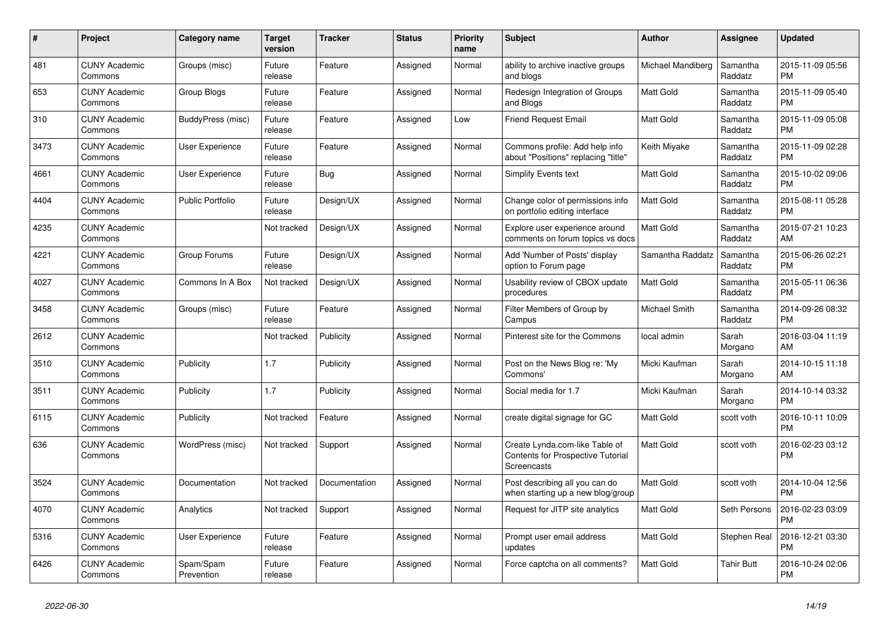| # | Project | Category name | Target version | Tracker | Status | Priority name | Subject | Author | Assignee | Updated |
|---|---|---|---|---|---|---|---|---|---|---|
| 481 | CUNY Academic Commons | Groups (misc) | Future release | Feature | Assigned | Normal | ability to archive inactive groups and blogs | Michael Mandiberg | Samantha Raddatz | 2015-11-09 05:56 PM |
| 653 | CUNY Academic Commons | Group Blogs | Future release | Feature | Assigned | Normal | Redesign Integration of Groups and Blogs | Matt Gold | Samantha Raddatz | 2015-11-09 05:40 PM |
| 310 | CUNY Academic Commons | BuddyPress (misc) | Future release | Feature | Assigned | Low | Friend Request Email | Matt Gold | Samantha Raddatz | 2015-11-09 05:08 PM |
| 3473 | CUNY Academic Commons | User Experience | Future release | Feature | Assigned | Normal | Commons profile: Add help info about "Positions" replacing "title" | Keith Miyake | Samantha Raddatz | 2015-11-09 02:28 PM |
| 4661 | CUNY Academic Commons | User Experience | Future release | Bug | Assigned | Normal | Simplify Events text | Matt Gold | Samantha Raddatz | 2015-10-02 09:06 PM |
| 4404 | CUNY Academic Commons | Public Portfolio | Future release | Design/UX | Assigned | Normal | Change color of permissions info on portfolio editing interface | Matt Gold | Samantha Raddatz | 2015-08-11 05:28 PM |
| 4235 | CUNY Academic Commons | | Not tracked | Design/UX | Assigned | Normal | Explore user experience around comments on forum topics vs docs | Matt Gold | Samantha Raddatz | 2015-07-21 10:23 AM |
| 4221 | CUNY Academic Commons | Group Forums | Future release | Design/UX | Assigned | Normal | Add 'Number of Posts' display option to Forum page | Samantha Raddatz | Samantha Raddatz | 2015-06-26 02:21 PM |
| 4027 | CUNY Academic Commons | Commons In A Box | Not tracked | Design/UX | Assigned | Normal | Usability review of CBOX update procedures | Matt Gold | Samantha Raddatz | 2015-05-11 06:36 PM |
| 3458 | CUNY Academic Commons | Groups (misc) | Future release | Feature | Assigned | Normal | Filter Members of Group by Campus | Michael Smith | Samantha Raddatz | 2014-09-26 08:32 PM |
| 2612 | CUNY Academic Commons | | Not tracked | Publicity | Assigned | Normal | Pinterest site for the Commons | local admin | Sarah Morgano | 2016-03-04 11:19 AM |
| 3510 | CUNY Academic Commons | Publicity | 1.7 | Publicity | Assigned | Normal | Post on the News Blog re: 'My Commons' | Micki Kaufman | Sarah Morgano | 2014-10-15 11:18 AM |
| 3511 | CUNY Academic Commons | Publicity | 1.7 | Publicity | Assigned | Normal | Social media for 1.7 | Micki Kaufman | Sarah Morgano | 2014-10-14 03:32 PM |
| 6115 | CUNY Academic Commons | Publicity | Not tracked | Feature | Assigned | Normal | create digital signage for GC | Matt Gold | scott voth | 2016-10-11 10:09 PM |
| 636 | CUNY Academic Commons | WordPress (misc) | Not tracked | Support | Assigned | Normal | Create Lynda.com-like Table of Contents for Prospective Tutorial Screencasts | Matt Gold | scott voth | 2016-02-23 03:12 PM |
| 3524 | CUNY Academic Commons | Documentation | Not tracked | Documentation | Assigned | Normal | Post describing all you can do when starting up a new blog/group | Matt Gold | scott voth | 2014-10-04 12:56 PM |
| 4070 | CUNY Academic Commons | Analytics | Not tracked | Support | Assigned | Normal | Request for JITP site analytics | Matt Gold | Seth Persons | 2016-02-23 03:09 PM |
| 5316 | CUNY Academic Commons | User Experience | Future release | Feature | Assigned | Normal | Prompt user email address updates | Matt Gold | Stephen Real | 2016-12-21 03:30 PM |
| 6426 | CUNY Academic Commons | Spam/Spam Prevention | Future release | Feature | Assigned | Normal | Force captcha on all comments? | Matt Gold | Tahir Butt | 2016-10-24 02:06 PM |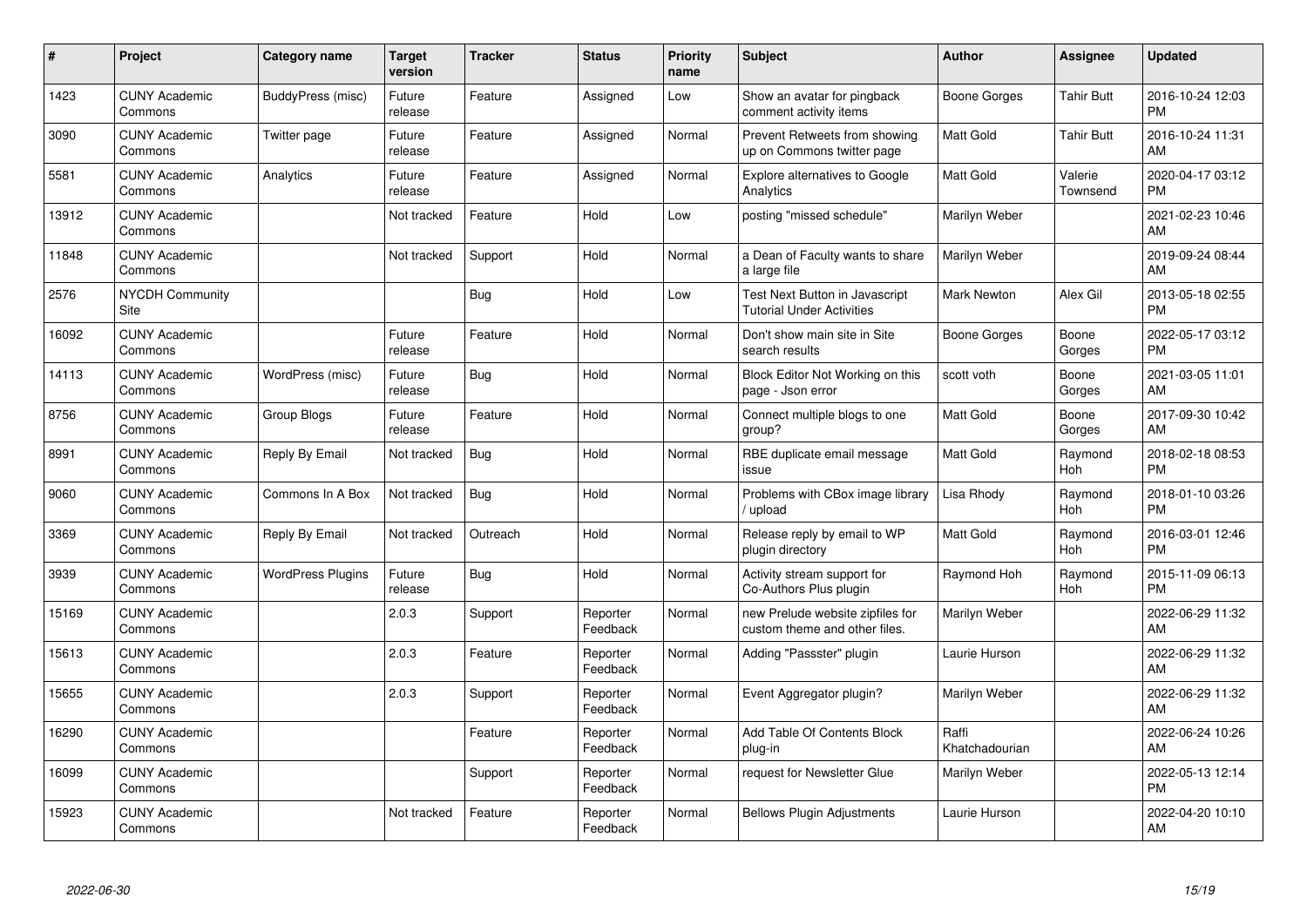| # | Project | Category name | Target version | Tracker | Status | Priority name | Subject | Author | Assignee | Updated |
|---|---|---|---|---|---|---|---|---|---|---|
| 1423 | CUNY Academic Commons | BuddyPress (misc) | Future release | Feature | Assigned | Low | Show an avatar for pingback comment activity items | Boone Gorges | Tahir Butt | 2016-10-24 12:03 PM |
| 3090 | CUNY Academic Commons | Twitter page | Future release | Feature | Assigned | Normal | Prevent Retweets from showing up on Commons twitter page | Matt Gold | Tahir Butt | 2016-10-24 11:31 AM |
| 5581 | CUNY Academic Commons | Analytics | Future release | Feature | Assigned | Normal | Explore alternatives to Google Analytics | Matt Gold | Valerie Townsend | 2020-04-17 03:12 PM |
| 13912 | CUNY Academic Commons | | Not tracked | Feature | Hold | Low | posting "missed schedule" | Marilyn Weber | | 2021-02-23 10:46 AM |
| 11848 | CUNY Academic Commons | | Not tracked | Support | Hold | Normal | a Dean of Faculty wants to share a large file | Marilyn Weber | | 2019-09-24 08:44 AM |
| 2576 | NYCDH Community Site | | | Bug | Hold | Low | Test Next Button in Javascript Tutorial Under Activities | Mark Newton | Alex Gil | 2013-05-18 02:55 PM |
| 16092 | CUNY Academic Commons | | Future release | Feature | Hold | Normal | Don't show main site in Site search results | Boone Gorges | Boone Gorges | 2022-05-17 03:12 PM |
| 14113 | CUNY Academic Commons | WordPress (misc) | Future release | Bug | Hold | Normal | Block Editor Not Working on this page - Json error | scott voth | Boone Gorges | 2021-03-05 11:01 AM |
| 8756 | CUNY Academic Commons | Group Blogs | Future release | Feature | Hold | Normal | Connect multiple blogs to one group? | Matt Gold | Boone Gorges | 2017-09-30 10:42 AM |
| 8991 | CUNY Academic Commons | Reply By Email | Not tracked | Bug | Hold | Normal | RBE duplicate email message issue | Matt Gold | Raymond Hoh | 2018-02-18 08:53 PM |
| 9060 | CUNY Academic Commons | Commons In A Box | Not tracked | Bug | Hold | Normal | Problems with CBox image library / upload | Lisa Rhody | Raymond Hoh | 2018-01-10 03:26 PM |
| 3369 | CUNY Academic Commons | Reply By Email | Not tracked | Outreach | Hold | Normal | Release reply by email to WP plugin directory | Matt Gold | Raymond Hoh | 2016-03-01 12:46 PM |
| 3939 | CUNY Academic Commons | WordPress Plugins | Future release | Bug | Hold | Normal | Activity stream support for Co-Authors Plus plugin | Raymond Hoh | Raymond Hoh | 2015-11-09 06:13 PM |
| 15169 | CUNY Academic Commons | | 2.0.3 | Support | Reporter Feedback | Normal | new Prelude website zipfiles for custom theme and other files. | Marilyn Weber | | 2022-06-29 11:32 AM |
| 15613 | CUNY Academic Commons | | 2.0.3 | Feature | Reporter Feedback | Normal | Adding "Passster" plugin | Laurie Hurson | | 2022-06-29 11:32 AM |
| 15655 | CUNY Academic Commons | | 2.0.3 | Support | Reporter Feedback | Normal | Event Aggregator plugin? | Marilyn Weber | | 2022-06-29 11:32 AM |
| 16290 | CUNY Academic Commons | | | Feature | Reporter Feedback | Normal | Add Table Of Contents Block plug-in | Raffi Khatchadourian | | 2022-06-24 10:26 AM |
| 16099 | CUNY Academic Commons | | | Support | Reporter Feedback | Normal | request for Newsletter Glue | Marilyn Weber | | 2022-05-13 12:14 PM |
| 15923 | CUNY Academic Commons | | Not tracked | Feature | Reporter Feedback | Normal | Bellows Plugin Adjustments | Laurie Hurson | | 2022-04-20 10:10 AM |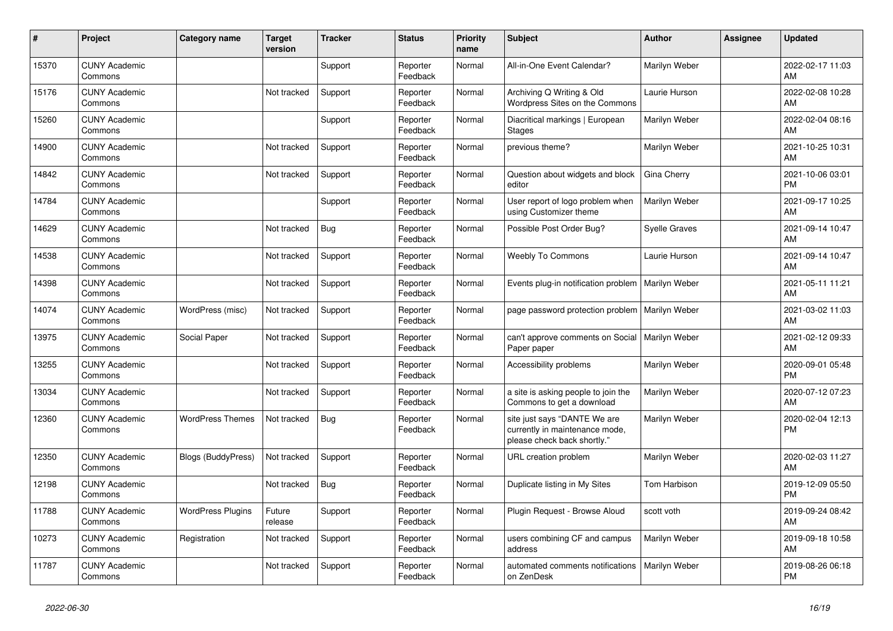| # | Project | Category name | Target version | Tracker | Status | Priority name | Subject | Author | Assignee | Updated |
|---|---|---|---|---|---|---|---|---|---|---|
| 15370 | CUNY Academic Commons | | | Support | Reporter Feedback | Normal | All-in-One Event Calendar? | Marilyn Weber | | 2022-02-17 11:03 AM |
| 15176 | CUNY Academic Commons | | Not tracked | Support | Reporter Feedback | Normal | Archiving Q Writing & Old Wordpress Sites on the Commons | Laurie Hurson | | 2022-02-08 10:28 AM |
| 15260 | CUNY Academic Commons | | | Support | Reporter Feedback | Normal | Diacritical markings \| European Stages | Marilyn Weber | | 2022-02-04 08:16 AM |
| 14900 | CUNY Academic Commons | | Not tracked | Support | Reporter Feedback | Normal | previous theme? | Marilyn Weber | | 2021-10-25 10:31 AM |
| 14842 | CUNY Academic Commons | | Not tracked | Support | Reporter Feedback | Normal | Question about widgets and block editor | Gina Cherry | | 2021-10-06 03:01 PM |
| 14784 | CUNY Academic Commons | | | Support | Reporter Feedback | Normal | User report of logo problem when using Customizer theme | Marilyn Weber | | 2021-09-17 10:25 AM |
| 14629 | CUNY Academic Commons | | Not tracked | Bug | Reporter Feedback | Normal | Possible Post Order Bug? | Syelle Graves | | 2021-09-14 10:47 AM |
| 14538 | CUNY Academic Commons | | Not tracked | Support | Reporter Feedback | Normal | Weebly To Commons | Laurie Hurson | | 2021-09-14 10:47 AM |
| 14398 | CUNY Academic Commons | | Not tracked | Support | Reporter Feedback | Normal | Events plug-in notification problem | Marilyn Weber | | 2021-05-11 11:21 AM |
| 14074 | CUNY Academic Commons | WordPress (misc) | Not tracked | Support | Reporter Feedback | Normal | page password protection problem | Marilyn Weber | | 2021-03-02 11:03 AM |
| 13975 | CUNY Academic Commons | Social Paper | Not tracked | Support | Reporter Feedback | Normal | can't approve comments on Social Paper paper | Marilyn Weber | | 2021-02-12 09:33 AM |
| 13255 | CUNY Academic Commons | | Not tracked | Support | Reporter Feedback | Normal | Accessibility problems | Marilyn Weber | | 2020-09-01 05:48 PM |
| 13034 | CUNY Academic Commons | | Not tracked | Support | Reporter Feedback | Normal | a site is asking people to join the Commons to get a download | Marilyn Weber | | 2020-07-12 07:23 AM |
| 12360 | CUNY Academic Commons | WordPress Themes | Not tracked | Bug | Reporter Feedback | Normal | site just says "DANTE We are currently in maintenance mode, please check back shortly." | Marilyn Weber | | 2020-02-04 12:13 PM |
| 12350 | CUNY Academic Commons | Blogs (BuddyPress) | Not tracked | Support | Reporter Feedback | Normal | URL creation problem | Marilyn Weber | | 2020-02-03 11:27 AM |
| 12198 | CUNY Academic Commons | | Not tracked | Bug | Reporter Feedback | Normal | Duplicate listing in My Sites | Tom Harbison | | 2019-12-09 05:50 PM |
| 11788 | CUNY Academic Commons | WordPress Plugins | Future release | Support | Reporter Feedback | Normal | Plugin Request - Browse Aloud | scott voth | | 2019-09-24 08:42 AM |
| 10273 | CUNY Academic Commons | Registration | Not tracked | Support | Reporter Feedback | Normal | users combining CF and campus address | Marilyn Weber | | 2019-09-18 10:58 AM |
| 11787 | CUNY Academic Commons | | Not tracked | Support | Reporter Feedback | Normal | automated comments notifications on ZenDesk | Marilyn Weber | | 2019-08-26 06:18 PM |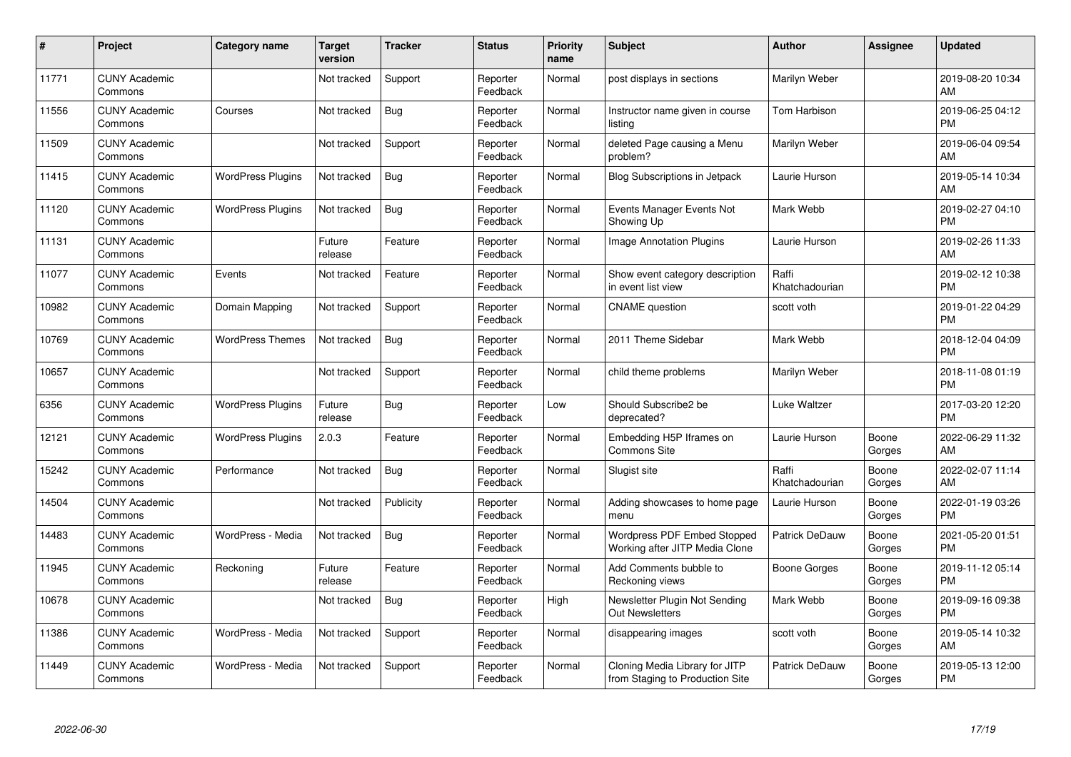| # | Project | Category name | Target version | Tracker | Status | Priority name | Subject | Author | Assignee | Updated |
|---|---|---|---|---|---|---|---|---|---|---|
| 11771 | CUNY Academic Commons | | Not tracked | Support | Reporter Feedback | Normal | post displays in sections | Marilyn Weber | | 2019-08-20 10:34 AM |
| 11556 | CUNY Academic Commons | Courses | Not tracked | Bug | Reporter Feedback | Normal | Instructor name given in course listing | Tom Harbison | | 2019-06-25 04:12 PM |
| 11509 | CUNY Academic Commons | | Not tracked | Support | Reporter Feedback | Normal | deleted Page causing a Menu problem? | Marilyn Weber | | 2019-06-04 09:54 AM |
| 11415 | CUNY Academic Commons | WordPress Plugins | Not tracked | Bug | Reporter Feedback | Normal | Blog Subscriptions in Jetpack | Laurie Hurson | | 2019-05-14 10:34 AM |
| 11120 | CUNY Academic Commons | WordPress Plugins | Not tracked | Bug | Reporter Feedback | Normal | Events Manager Events Not Showing Up | Mark Webb | | 2019-02-27 04:10 PM |
| 11131 | CUNY Academic Commons | | Future release | Feature | Reporter Feedback | Normal | Image Annotation Plugins | Laurie Hurson | | 2019-02-26 11:33 AM |
| 11077 | CUNY Academic Commons | Events | Not tracked | Feature | Reporter Feedback | Normal | Show event category description in event list view | Raffi Khatchadourian | | 2019-02-12 10:38 PM |
| 10982 | CUNY Academic Commons | Domain Mapping | Not tracked | Support | Reporter Feedback | Normal | CNAME question | scott voth | | 2019-01-22 04:29 PM |
| 10769 | CUNY Academic Commons | WordPress Themes | Not tracked | Bug | Reporter Feedback | Normal | 2011 Theme Sidebar | Mark Webb | | 2018-12-04 04:09 PM |
| 10657 | CUNY Academic Commons | | Not tracked | Support | Reporter Feedback | Normal | child theme problems | Marilyn Weber | | 2018-11-08 01:19 PM |
| 6356 | CUNY Academic Commons | WordPress Plugins | Future release | Bug | Reporter Feedback | Low | Should Subscribe2 be deprecated? | Luke Waltzer | | 2017-03-20 12:20 PM |
| 12121 | CUNY Academic Commons | WordPress Plugins | 2.0.3 | Feature | Reporter Feedback | Normal | Embedding H5P Iframes on Commons Site | Laurie Hurson | Boone Gorges | 2022-06-29 11:32 AM |
| 15242 | CUNY Academic Commons | Performance | Not tracked | Bug | Reporter Feedback | Normal | Slugist site | Raffi Khatchadourian | Boone Gorges | 2022-02-07 11:14 AM |
| 14504 | CUNY Academic Commons | | Not tracked | Publicity | Reporter Feedback | Normal | Adding showcases to home page menu | Laurie Hurson | Boone Gorges | 2022-01-19 03:26 PM |
| 14483 | CUNY Academic Commons | WordPress - Media | Not tracked | Bug | Reporter Feedback | Normal | Wordpress PDF Embed Stopped Working after JITP Media Clone | Patrick DeDauw | Boone Gorges | 2021-05-20 01:51 PM |
| 11945 | CUNY Academic Commons | Reckoning | Future release | Feature | Reporter Feedback | Normal | Add Comments bubble to Reckoning views | Boone Gorges | Boone Gorges | 2019-11-12 05:14 PM |
| 10678 | CUNY Academic Commons | | Not tracked | Bug | Reporter Feedback | High | Newsletter Plugin Not Sending Out Newsletters | Mark Webb | Boone Gorges | 2019-09-16 09:38 PM |
| 11386 | CUNY Academic Commons | WordPress - Media | Not tracked | Support | Reporter Feedback | Normal | disappearing images | scott voth | Boone Gorges | 2019-05-14 10:32 AM |
| 11449 | CUNY Academic Commons | WordPress - Media | Not tracked | Support | Reporter Feedback | Normal | Cloning Media Library for JITP from Staging to Production Site | Patrick DeDauw | Boone Gorges | 2019-05-13 12:00 PM |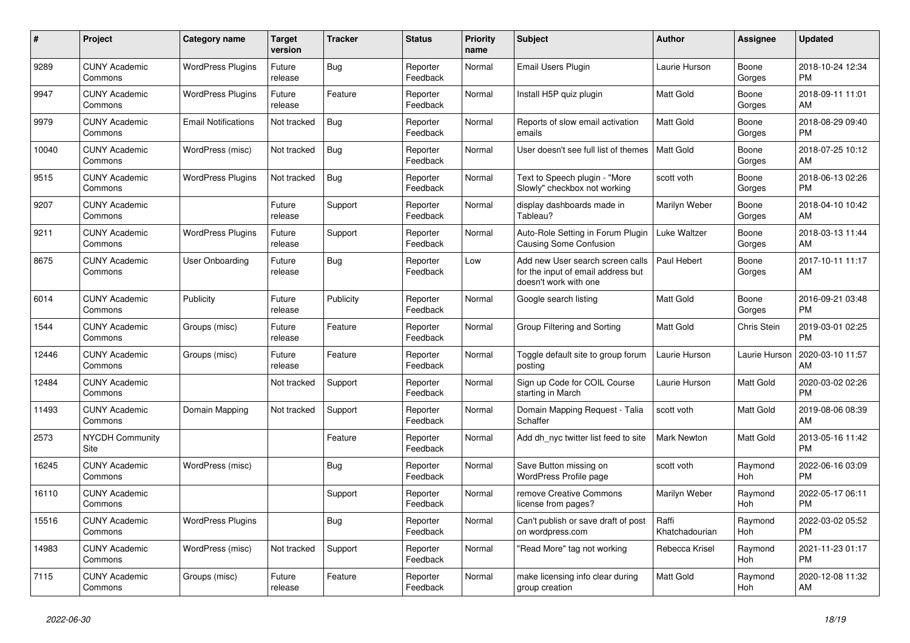| # | Project | Category name | Target version | Tracker | Status | Priority name | Subject | Author | Assignee | Updated |
|---|---|---|---|---|---|---|---|---|---|---|
| 9289 | CUNY Academic Commons | WordPress Plugins | Future release | Bug | Reporter Feedback | Normal | Email Users Plugin | Laurie Hurson | Boone Gorges | 2018-10-24 12:34 PM |
| 9947 | CUNY Academic Commons | WordPress Plugins | Future release | Feature | Reporter Feedback | Normal | Install H5P quiz plugin | Matt Gold | Boone Gorges | 2018-09-11 11:01 AM |
| 9979 | CUNY Academic Commons | Email Notifications | Not tracked | Bug | Reporter Feedback | Normal | Reports of slow email activation emails | Matt Gold | Boone Gorges | 2018-08-29 09:40 PM |
| 10040 | CUNY Academic Commons | WordPress (misc) | Not tracked | Bug | Reporter Feedback | Normal | User doesn't see full list of themes | Matt Gold | Boone Gorges | 2018-07-25 10:12 AM |
| 9515 | CUNY Academic Commons | WordPress Plugins | Not tracked | Bug | Reporter Feedback | Normal | Text to Speech plugin - "More Slowly" checkbox not working | scott voth | Boone Gorges | 2018-06-13 02:26 PM |
| 9207 | CUNY Academic Commons | | Future release | Support | Reporter Feedback | Normal | display dashboards made in Tableau? | Marilyn Weber | Boone Gorges | 2018-04-10 10:42 AM |
| 9211 | CUNY Academic Commons | WordPress Plugins | Future release | Support | Reporter Feedback | Normal | Auto-Role Setting in Forum Plugin Causing Some Confusion | Luke Waltzer | Boone Gorges | 2018-03-13 11:44 AM |
| 8675 | CUNY Academic Commons | User Onboarding | Future release | Bug | Reporter Feedback | Low | Add new User search screen calls for the input of email address but doesn't work with one | Paul Hebert | Boone Gorges | 2017-10-11 11:17 AM |
| 6014 | CUNY Academic Commons | Publicity | Future release | Publicity | Reporter Feedback | Normal | Google search listing | Matt Gold | Boone Gorges | 2016-09-21 03:48 PM |
| 1544 | CUNY Academic Commons | Groups (misc) | Future release | Feature | Reporter Feedback | Normal | Group Filtering and Sorting | Matt Gold | Chris Stein | 2019-03-01 02:25 PM |
| 12446 | CUNY Academic Commons | Groups (misc) | Future release | Feature | Reporter Feedback | Normal | Toggle default site to group forum posting | Laurie Hurson | Laurie Hurson | 2020-03-10 11:57 AM |
| 12484 | CUNY Academic Commons | | Not tracked | Support | Reporter Feedback | Normal | Sign up Code for COIL Course starting in March | Laurie Hurson | Matt Gold | 2020-03-02 02:26 PM |
| 11493 | CUNY Academic Commons | Domain Mapping | Not tracked | Support | Reporter Feedback | Normal | Domain Mapping Request - Talia Schaffer | scott voth | Matt Gold | 2019-08-06 08:39 AM |
| 2573 | NYCDH Community Site | | | Feature | Reporter Feedback | Normal | Add dh_nyc twitter list feed to site | Mark Newton | Matt Gold | 2013-05-16 11:42 PM |
| 16245 | CUNY Academic Commons | WordPress (misc) | | Bug | Reporter Feedback | Normal | Save Button missing on WordPress Profile page | scott voth | Raymond Hoh | 2022-06-16 03:09 PM |
| 16110 | CUNY Academic Commons | | | Support | Reporter Feedback | Normal | remove Creative Commons license from pages? | Marilyn Weber | Raymond Hoh | 2022-05-17 06:11 PM |
| 15516 | CUNY Academic Commons | WordPress Plugins | | Bug | Reporter Feedback | Normal | Can't publish or save draft of post on wordpress.com | Raffi Khatchadourian | Raymond Hoh | 2022-03-02 05:52 PM |
| 14983 | CUNY Academic Commons | WordPress (misc) | Not tracked | Support | Reporter Feedback | Normal | "Read More" tag not working | Rebecca Krisel | Raymond Hoh | 2021-11-23 01:17 PM |
| 7115 | CUNY Academic Commons | Groups (misc) | Future release | Feature | Reporter Feedback | Normal | make licensing info clear during group creation | Matt Gold | Raymond Hoh | 2020-12-08 11:32 AM |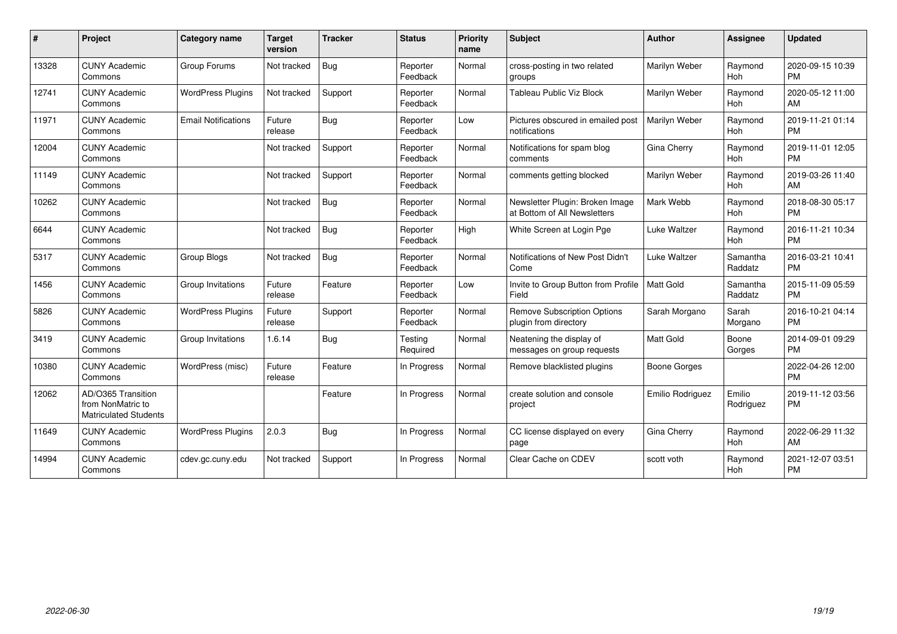| # | Project | Category name | Target version | Tracker | Status | Priority name | Subject | Author | Assignee | Updated |
|---|---|---|---|---|---|---|---|---|---|---|
| 13328 | CUNY Academic Commons | Group Forums | Not tracked | Bug | Reporter Feedback | Normal | cross-posting in two related groups | Marilyn Weber | Raymond Hoh | 2020-09-15 10:39 PM |
| 12741 | CUNY Academic Commons | WordPress Plugins | Not tracked | Support | Reporter Feedback | Normal | Tableau Public Viz Block | Marilyn Weber | Raymond Hoh | 2020-05-12 11:00 AM |
| 11971 | CUNY Academic Commons | Email Notifications | Future release | Bug | Reporter Feedback | Low | Pictures obscured in emailed post notifications | Marilyn Weber | Raymond Hoh | 2019-11-21 01:14 PM |
| 12004 | CUNY Academic Commons | | Not tracked | Support | Reporter Feedback | Normal | Notifications for spam blog comments | Gina Cherry | Raymond Hoh | 2019-11-01 12:05 PM |
| 11149 | CUNY Academic Commons | | Not tracked | Support | Reporter Feedback | Normal | comments getting blocked | Marilyn Weber | Raymond Hoh | 2019-03-26 11:40 AM |
| 10262 | CUNY Academic Commons | | Not tracked | Bug | Reporter Feedback | Normal | Newsletter Plugin: Broken Image at Bottom of All Newsletters | Mark Webb | Raymond Hoh | 2018-08-30 05:17 PM |
| 6644 | CUNY Academic Commons | | Not tracked | Bug | Reporter Feedback | High | White Screen at Login Pge | Luke Waltzer | Raymond Hoh | 2016-11-21 10:34 PM |
| 5317 | CUNY Academic Commons | Group Blogs | Not tracked | Bug | Reporter Feedback | Normal | Notifications of New Post Didn't Come | Luke Waltzer | Samantha Raddatz | 2016-03-21 10:41 PM |
| 1456 | CUNY Academic Commons | Group Invitations | Future release | Feature | Reporter Feedback | Low | Invite to Group Button from Profile Field | Matt Gold | Samantha Raddatz | 2015-11-09 05:59 PM |
| 5826 | CUNY Academic Commons | WordPress Plugins | Future release | Support | Reporter Feedback | Normal | Remove Subscription Options plugin from directory | Sarah Morgano | Sarah Morgano | 2016-10-21 04:14 PM |
| 3419 | CUNY Academic Commons | Group Invitations | 1.6.14 | Bug | Testing Required | Normal | Neatening the display of messages on group requests | Matt Gold | Boone Gorges | 2014-09-01 09:29 PM |
| 10380 | CUNY Academic Commons | WordPress (misc) | Future release | Feature | In Progress | Normal | Remove blacklisted plugins | Boone Gorges | | 2022-04-26 12:00 PM |
| 12062 | AD/O365 Transition from NonMatric to Matriculated Students | | | Feature | In Progress | Normal | create solution and console project | Emilio Rodriguez | Emilio Rodriguez | 2019-11-12 03:56 PM |
| 11649 | CUNY Academic Commons | WordPress Plugins | 2.0.3 | Bug | In Progress | Normal | CC license displayed on every page | Gina Cherry | Raymond Hoh | 2022-06-29 11:32 AM |
| 14994 | CUNY Academic Commons | cdev.gc.cuny.edu | Not tracked | Support | In Progress | Normal | Clear Cache on CDEV | scott voth | Raymond Hoh | 2021-12-07 03:51 PM |